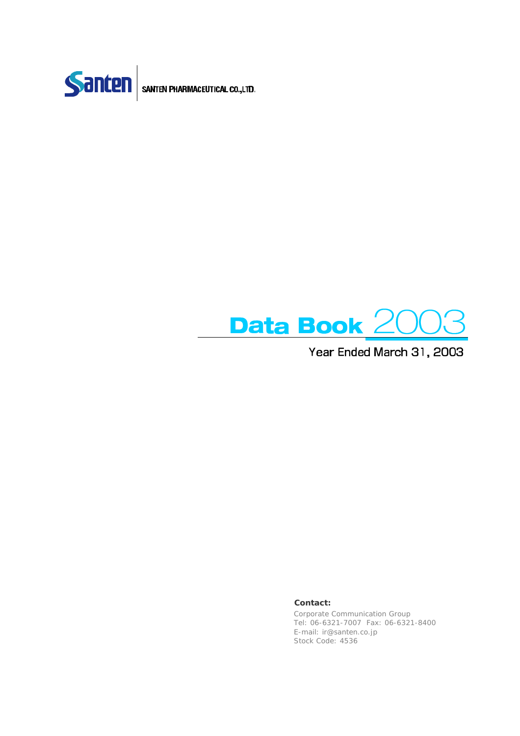Santen | SANTEN PHARMACEUTICAL CO.,LTD.

# Data Book 2003

Year Ended March 31, 2003

**Contact:**

Corporate Communication Group
Tel: 06-6321-7007 Fax: 06-6321-8400
E-mail: ir@santen.co.jp
Stock Code: 4536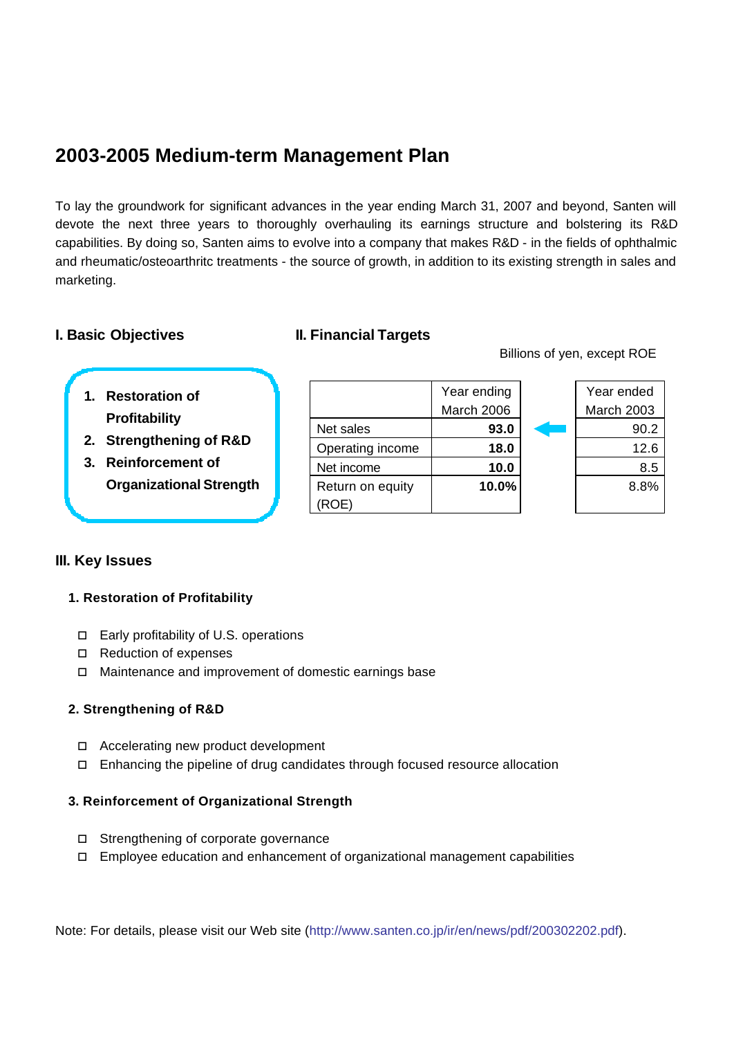## 2003-2005 Medium-term Management Plan

To lay the groundwork for significant advances in the year ending March 31, 2007 and beyond, Santen will devote the next three years to thoroughly overhauling its earnings structure and bolstering its R&D capabilities. By doing so, Santen aims to evolve into a company that makes R&D - in the fields of ophthalmic and rheumatic/osteoarthritc treatments - the source of growth, in addition to its existing strength in sales and marketing.

### I. Basic Objectives

1. **Restoration of Profitability**
2. **Strengthening of R&D**
3. **Reinforcement of Organizational Strength**

### II. Financial Targets

Billions of yen, except ROE

| | Year ending March 2006 | | Year ended March 2003 |
|---|---|---|---|
| Net sales | **93.0** | ← | 90.2 |
| Operating income | **18.0** | | 12.6 |
| Net income | **10.0** | | 8.5 |
| Return on equity (ROE) | **10.0%** | | 8.8% |

### III. Key Issues

#### 1. Restoration of Profitability

- Early profitability of U.S. operations
- Reduction of expenses
- Maintenance and improvement of domestic earnings base

#### 2. Strengthening of R&D

- Accelerating new product development
- Enhancing the pipeline of drug candidates through focused resource allocation

#### 3. Reinforcement of Organizational Strength

- Strengthening of corporate governance
- Employee education and enhancement of organizational management capabilities

Note: For details, please visit our Web site (http://www.santen.co.jp/ir/en/news/pdf/200302202.pdf).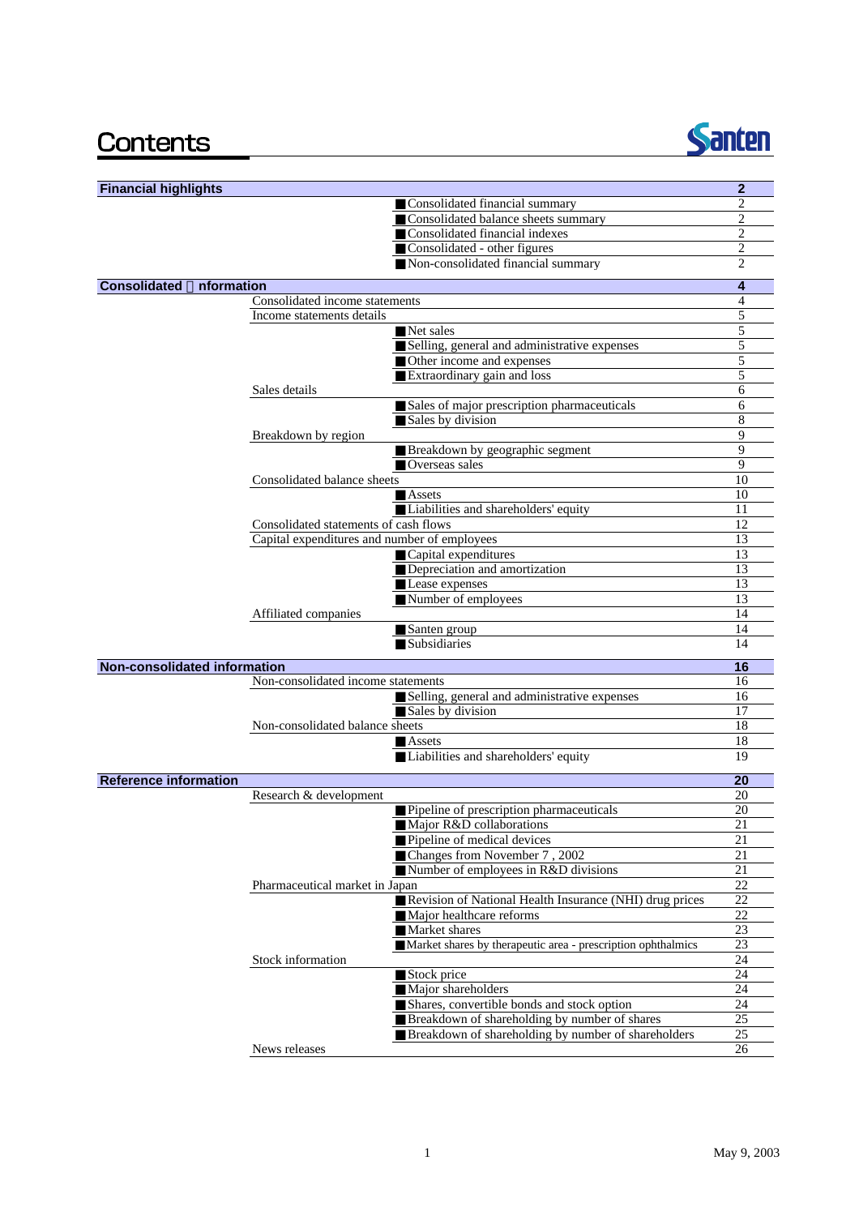# Contents

| Section | Subsection | Item | Page |
|---|---|---|---|
| **Financial highlights** | | | **2** |
| | | ■Consolidated financial summary | 2 |
| | | ■Consolidated balance sheets summary | 2 |
| | | ■Consolidated financial indexes | 2 |
| | | ■Consolidated - other figures | 2 |
| | | ■Non-consolidated financial summary | 2 |
| **Consolidated　nformation** | | | **4** |
| | Consolidated income statements | | 4 |
| | Income statements details | | 5 |
| | | ■Net sales | 5 |
| | | ■Selling, general and administrative expenses | 5 |
| | | ■Other income and expenses | 5 |
| | | ■Extraordinary gain and loss | 5 |
| | Sales details | | 6 |
| | | ■Sales of major prescription pharmaceuticals | 6 |
| | | ■Sales by division | 8 |
| | Breakdown by region | | 9 |
| | | ■Breakdown by geographic segment | 9 |
| | | ■Overseas sales | 9 |
| | Consolidated balance sheets | | 10 |
| | | ■Assets | 10 |
| | | ■Liabilities and shareholders' equity | 11 |
| | Consolidated statements of cash flows | | 12 |
| | Capital expenditures and number of employees | | 13 |
| | | ■Capital expenditures | 13 |
| | | ■Depreciation and amortization | 13 |
| | | ■Lease expenses | 13 |
| | | ■Number of employees | 13 |
| | Affiliated companies | | 14 |
| | | ■Santen group | 14 |
| | | ■Subsidiaries | 14 |
| **Non-consolidated information** | | | **16** |
| | Non-consolidated income statements | | 16 |
| | | ■Selling, general and administrative expenses | 16 |
| | | ■Sales by division | 17 |
| | Non-consolidated balance sheets | | 18 |
| | | ■Assets | 18 |
| | | ■Liabilities and shareholders' equity | 19 |
| **Reference information** | | | **20** |
| | Research & development | | 20 |
| | | ■Pipeline of prescription pharmaceuticals | 20 |
| | | ■Major R&D collaborations | 21 |
| | | ■Pipeline of medical devices | 21 |
| | | ■Changes from November 7 , 2002 | 21 |
| | | ■Number of employees in R&D divisions | 21 |
| | Pharmaceutical market in Japan | | 22 |
| | | ■Revision of National Health Insurance (NHI) drug prices | 22 |
| | | ■Major healthcare reforms | 22 |
| | | ■Market shares | 23 |
| | | ■Market shares by therapeutic area - prescription ophthalmics | 23 |
| | Stock information | | 24 |
| | | ■Stock price | 24 |
| | | ■Major shareholders | 24 |
| | | ■Shares, convertible bonds and stock option | 24 |
| | | ■Breakdown of shareholding by number of shares | 25 |
| | | ■Breakdown of shareholding by number of shareholders | 25 |
| | News releases | | 26 |

May 9, 2003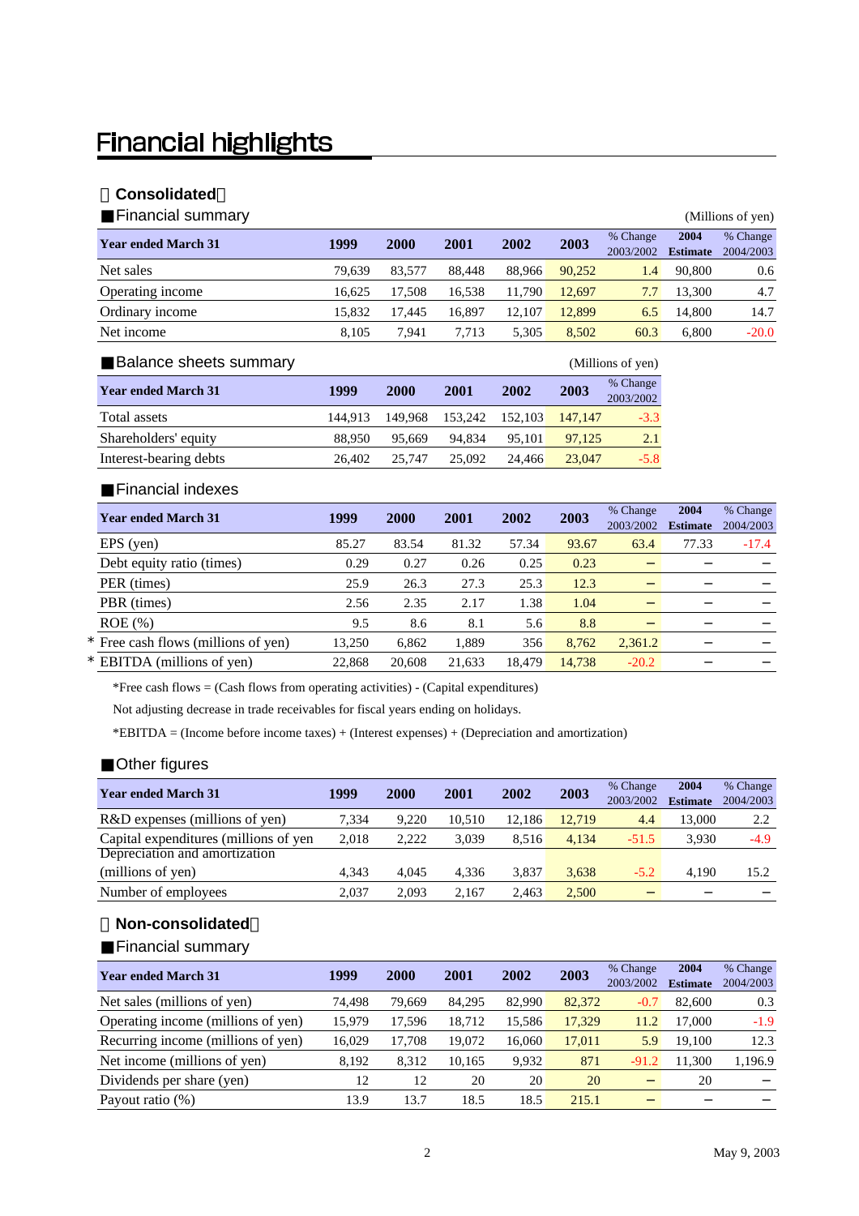# Financial highlights

## 【Consolidated】

### ■Financial summary

(Millions of yen)

| Year ended March 31 | 1999 | 2000 | 2001 | 2002 | 2003 | % Change 2003/2002 | 2004 Estimate | % Change 2004/2003 |
|---|---|---|---|---|---|---|---|---|
| Net sales | 79,639 | 83,577 | 88,448 | 88,966 | 90,252 | 1.4 | 90,800 | 0.6 |
| Operating income | 16,625 | 17,508 | 16,538 | 11,790 | 12,697 | 7.7 | 13,300 | 4.7 |
| Ordinary income | 15,832 | 17,445 | 16,897 | 12,107 | 12,899 | 6.5 | 14,800 | 14.7 |
| Net income | 8,105 | 7,941 | 7,713 | 5,305 | 8,502 | 60.3 | 6,800 | -20.0 |

### ■Balance sheets summary

(Millions of yen)

| Year ended March 31 | 1999 | 2000 | 2001 | 2002 | 2003 | % Change 2003/2002 |
|---|---|---|---|---|---|---|
| Total assets | 144,913 | 149,968 | 153,242 | 152,103 | 147,147 | -3.3 |
| Shareholders' equity | 88,950 | 95,669 | 94,834 | 95,101 | 97,125 | 2.1 |
| Interest-bearing debts | 26,402 | 25,747 | 25,092 | 24,466 | 23,047 | -5.8 |

### ■Financial indexes

| Year ended March 31 | 1999 | 2000 | 2001 | 2002 | 2003 | % Change 2003/2002 | 2004 Estimate | % Change 2004/2003 |
|---|---|---|---|---|---|---|---|---|
| EPS (yen) | 85.27 | 83.54 | 81.32 | 57.34 | 93.67 | 63.4 | 77.33 | -17.4 |
| Debt equity ratio (times) | 0.29 | 0.27 | 0.26 | 0.25 | 0.23 | − | − | − |
| PER (times) | 25.9 | 26.3 | 27.3 | 25.3 | 12.3 | − | − | − |
| PBR (times) | 2.56 | 2.35 | 2.17 | 1.38 | 1.04 | − | − | − |
| ROE (%) | 9.5 | 8.6 | 8.1 | 5.6 | 8.8 | − | − | − |
| * Free cash flows (millions of yen) | 13,250 | 6,862 | 1,889 | 356 | 8,762 | 2,361.2 | − | − |
| * EBITDA (millions of yen) | 22,868 | 20,608 | 21,633 | 18,479 | 14,738 | -20.2 | − | − |

*Free cash flows = (Cash flows from operating activities) - (Capital expenditures)

Not adjusting decrease in trade receivables for fiscal years ending on holidays.

*EBITDA = (Income before income taxes) + (Interest expenses) + (Depreciation and amortization)

### ■Other figures

| Year ended March 31 | 1999 | 2000 | 2001 | 2002 | 2003 | % Change 2003/2002 | 2004 Estimate | % Change 2004/2003 |
|---|---|---|---|---|---|---|---|---|
| R&D expenses (millions of yen) | 7,334 | 9,220 | 10,510 | 12,186 | 12,719 | 4.4 | 13,000 | 2.2 |
| Capital expenditures (millions of yen | 2,018 | 2,222 | 3,039 | 8,516 | 4,134 | -51.5 | 3,930 | -4.9 |
| Depreciation and amortization (millions of yen) | 4,343 | 4,045 | 4,336 | 3,837 | 3,638 | -5.2 | 4,190 | 15.2 |
| Number of employees | 2,037 | 2,093 | 2,167 | 2,463 | 2,500 | − | − | − |

## 【Non-consolidated】

### ■Financial summary

| Year ended March 31 | 1999 | 2000 | 2001 | 2002 | 2003 | % Change 2003/2002 | 2004 Estimate | % Change 2004/2003 |
|---|---|---|---|---|---|---|---|---|
| Net sales (millions of yen) | 74,498 | 79,669 | 84,295 | 82,990 | 82,372 | -0.7 | 82,600 | 0.3 |
| Operating income (millions of yen) | 15,979 | 17,596 | 18,712 | 15,586 | 17,329 | 11.2 | 17,000 | -1.9 |
| Recurring income (millions of yen) | 16,029 | 17,708 | 19,072 | 16,060 | 17,011 | 5.9 | 19,100 | 12.3 |
| Net income (millions of yen) | 8,192 | 8,312 | 10,165 | 9,932 | 871 | -91.2 | 11,300 | 1,196.9 |
| Dividends per share (yen) | 12 | 12 | 20 | 20 | 20 | − | 20 | − |
| Payout ratio (%) | 13.9 | 13.7 | 18.5 | 18.5 | 215.1 | − | − | − |

May 9, 2003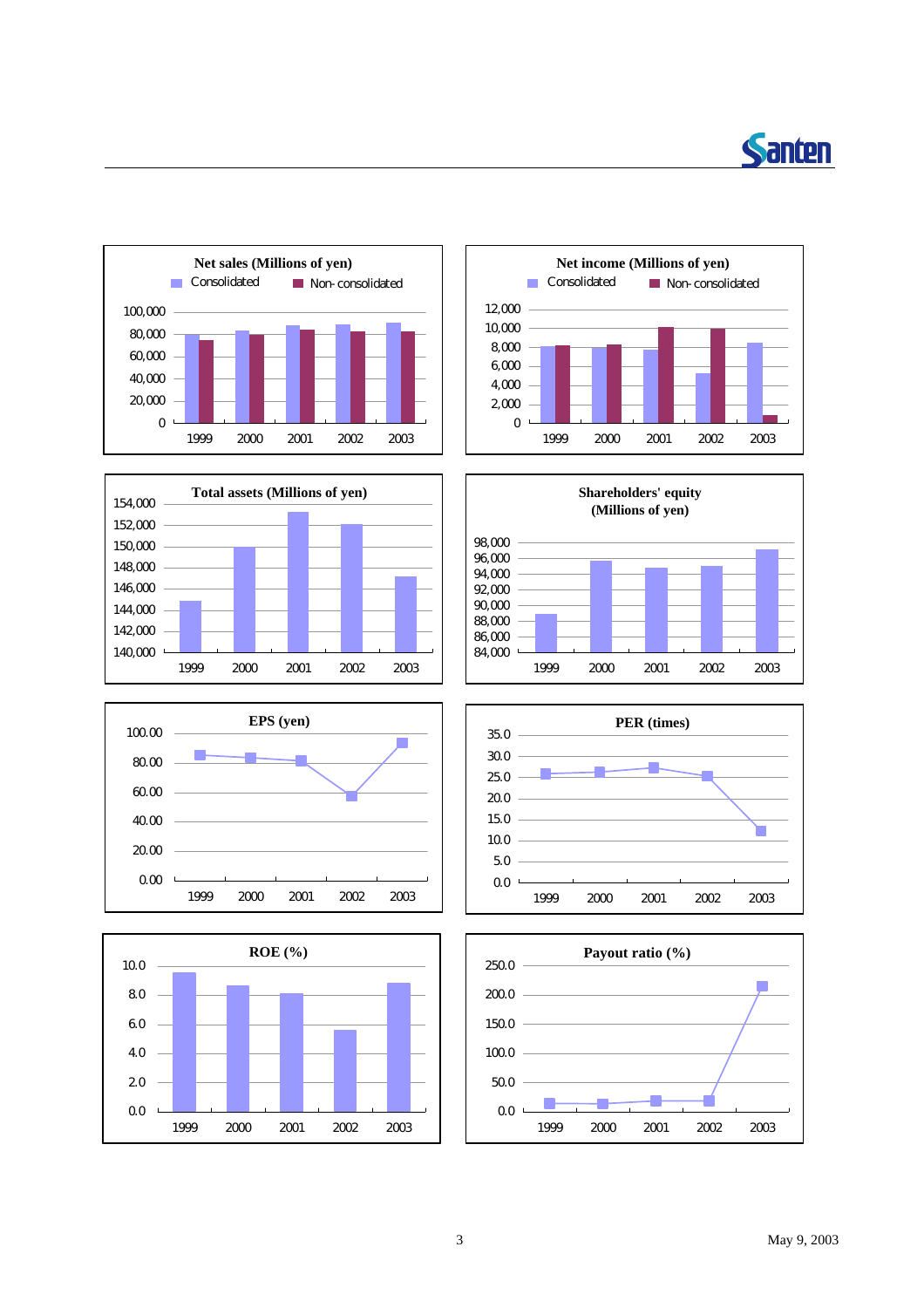**Net sales (Millions of yen)**

Consolidated / Non-consolidated

1999 2000 2001 2002 2003

**Net income (Millions of yen)**

Consolidated / Non-consolidated

1999 2000 2001 2002 2003

**Total assets (Millions of yen)**

1999 2000 2001 2002 2003

**Shareholders' equity (Millions of yen)**

1999 2000 2001 2002 2003

**EPS (yen)**

1999 2000 2001 2002 2003

**PER (times)**

1999 2000 2001 2002 2003

**ROE (%)**

1999 2000 2001 2002 2003

**Payout ratio (%)**

1999 2000 2001 2002 2003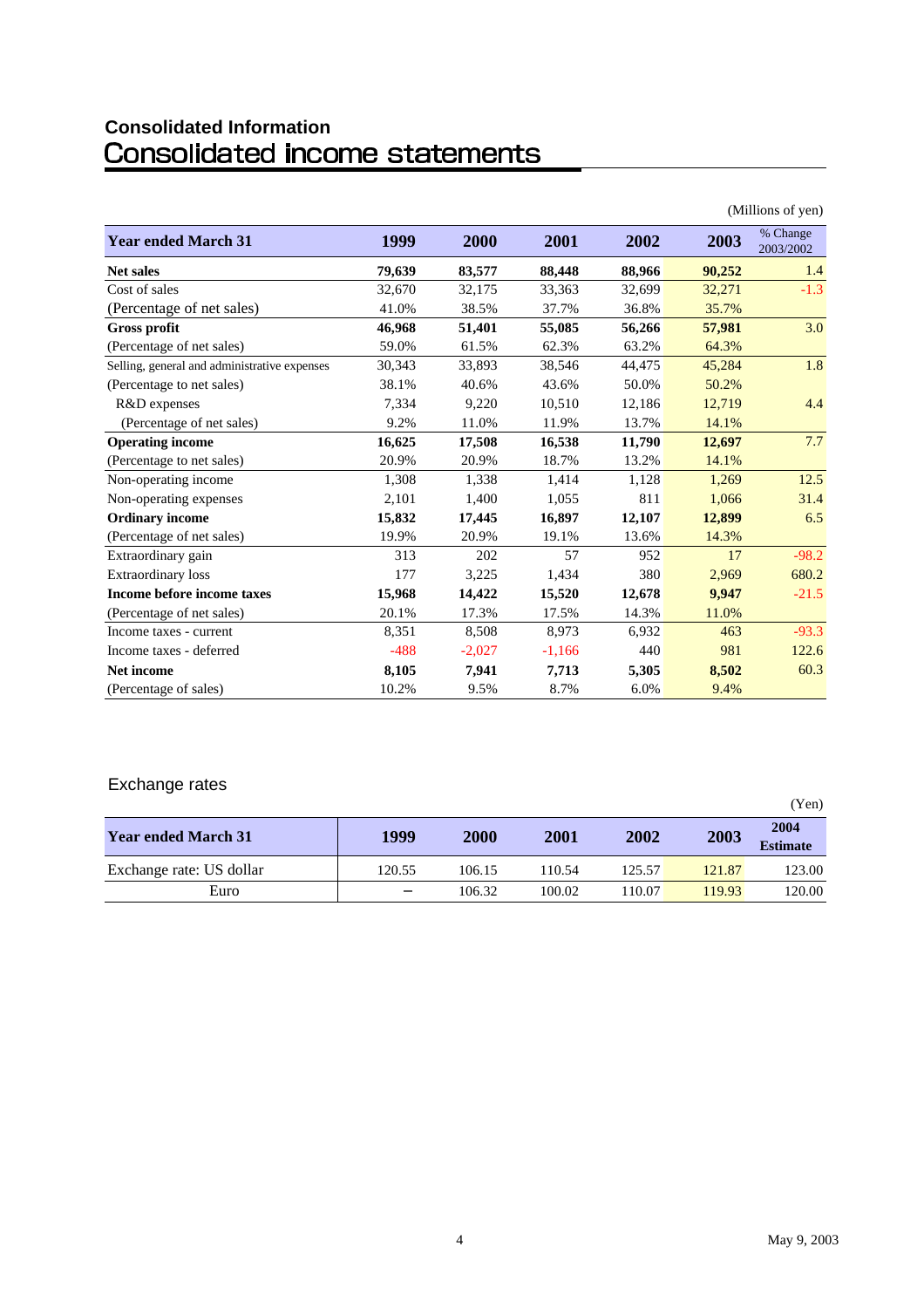## Consolidated Information

# Consolidated income statements

(Millions of yen)

| Year ended March 31 | 1999 | 2000 | 2001 | 2002 | 2003 | % Change 2003/2002 |
|---|---|---|---|---|---|---|
| **Net sales** | **79,639** | **83,577** | **88,448** | **88,966** | **90,252** | 1.4 |
| Cost of sales | 32,670 | 32,175 | 33,363 | 32,699 | 32,271 | -1.3 |
| (Percentage of net sales) | 41.0% | 38.5% | 37.7% | 36.8% | 35.7% | |
| **Gross profit** | **46,968** | **51,401** | **55,085** | **56,266** | **57,981** | 3.0 |
| (Percentage of net sales) | 59.0% | 61.5% | 62.3% | 63.2% | 64.3% | |
| Selling, general and administrative expenses | 30,343 | 33,893 | 38,546 | 44,475 | 45,284 | 1.8 |
| (Percentage to net sales) | 38.1% | 40.6% | 43.6% | 50.0% | 50.2% | |
| R&D expenses | 7,334 | 9,220 | 10,510 | 12,186 | 12,719 | 4.4 |
| (Percentage of net sales) | 9.2% | 11.0% | 11.9% | 13.7% | 14.1% | |
| **Operating income** | **16,625** | **17,508** | **16,538** | **11,790** | **12,697** | 7.7 |
| (Percentage to net sales) | 20.9% | 20.9% | 18.7% | 13.2% | 14.1% | |
| Non-operating income | 1,308 | 1,338 | 1,414 | 1,128 | 1,269 | 12.5 |
| Non-operating expenses | 2,101 | 1,400 | 1,055 | 811 | 1,066 | 31.4 |
| **Ordinary income** | **15,832** | **17,445** | **16,897** | **12,107** | **12,899** | 6.5 |
| (Percentage of net sales) | 19.9% | 20.9% | 19.1% | 13.6% | 14.3% | |
| Extraordinary gain | 313 | 202 | 57 | 952 | 17 | -98.2 |
| Extraordinary loss | 177 | 3,225 | 1,434 | 380 | 2,969 | 680.2 |
| **Income before income taxes** | **15,968** | **14,422** | **15,520** | **12,678** | **9,947** | -21.5 |
| (Percentage of net sales) | 20.1% | 17.3% | 17.5% | 14.3% | 11.0% | |
| Income taxes - current | 8,351 | 8,508 | 8,973 | 6,932 | 463 | -93.3 |
| Income taxes - deferred | -488 | -2,027 | -1,166 | 440 | 981 | 122.6 |
| **Net income** | **8,105** | **7,941** | **7,713** | **5,305** | **8,502** | 60.3 |
| (Percentage of sales) | 10.2% | 9.5% | 8.7% | 6.0% | 9.4% | |

## Exchange rates

(Yen)

| Year ended March 31 | 1999 | 2000 | 2001 | 2002 | 2003 | 2004 Estimate |
|---|---|---|---|---|---|---|
| Exchange rate: US dollar | 120.55 | 106.15 | 110.54 | 125.57 | 121.87 | 123.00 |
| Euro | – | 106.32 | 100.02 | 110.07 | 119.93 | 120.00 |

May 9, 2003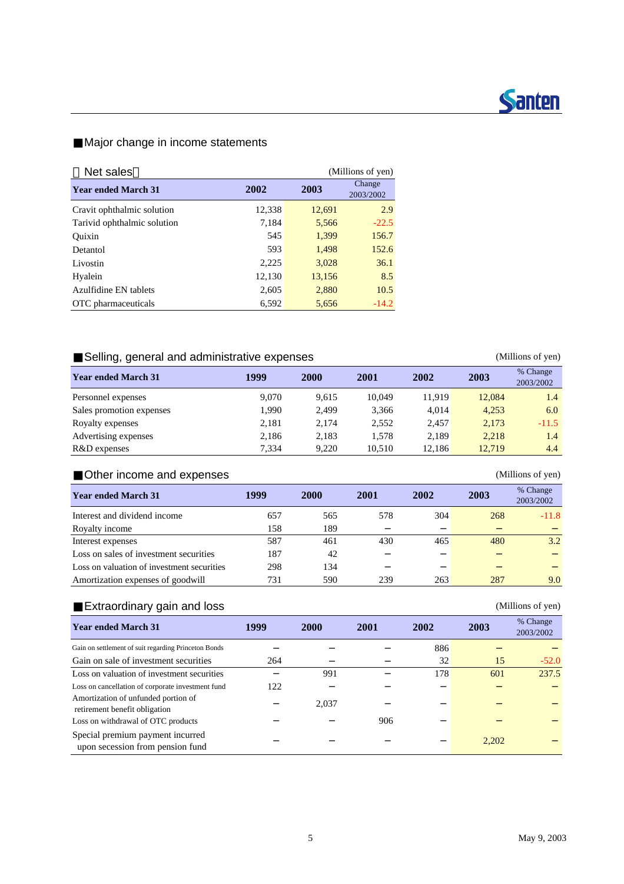## ■Major change in income statements

【Net sales】 (Millions of yen)

| Year ended March 31 | 2002 | 2003 | Change 2003/2002 |
|---|---|---|---|
| Cravit ophthalmic solution | 12,338 | 12,691 | 2.9 |
| Tarivid ophthalmic solution | 7,184 | 5,566 | -22.5 |
| Quixin | 545 | 1,399 | 156.7 |
| Detantol | 593 | 1,498 | 152.6 |
| Livostin | 2,225 | 3,028 | 36.1 |
| Hyalein | 12,130 | 13,156 | 8.5 |
| Azulfidine EN tablets | 2,605 | 2,880 | 10.5 |
| OTC pharmaceuticals | 6,592 | 5,656 | -14.2 |

## ■Selling, general and administrative expenses

(Millions of yen)

| Year ended March 31 | 1999 | 2000 | 2001 | 2002 | 2003 | % Change 2003/2002 |
|---|---|---|---|---|---|---|
| Personnel expenses | 9,070 | 9,615 | 10,049 | 11,919 | 12,084 | 1.4 |
| Sales promotion expenses | 1,990 | 2,499 | 3,366 | 4,014 | 4,253 | 6.0 |
| Royalty expenses | 2,181 | 2,174 | 2,552 | 2,457 | 2,173 | -11.5 |
| Advertising expenses | 2,186 | 2,183 | 1,578 | 2,189 | 2,218 | 1.4 |
| R&D expenses | 7,334 | 9,220 | 10,510 | 12,186 | 12,719 | 4.4 |

## ■Other income and expenses

(Millions of yen)

| Year ended March 31 | 1999 | 2000 | 2001 | 2002 | 2003 | % Change 2003/2002 |
|---|---|---|---|---|---|---|
| Interest and dividend income | 657 | 565 | 578 | 304 | 268 | -11.8 |
| Royalty income | 158 | 189 | − | − | − | − |
| Interest expenses | 587 | 461 | 430 | 465 | 480 | 3.2 |
| Loss on sales of investment securities | 187 | 42 | − | − | − | − |
| Loss on valuation of investment securities | 298 | 134 | − | − | − | − |
| Amortization expenses of goodwill | 731 | 590 | 239 | 263 | 287 | 9.0 |

## ■Extraordinary gain and loss

(Millions of yen)

| Year ended March 31 | 1999 | 2000 | 2001 | 2002 | 2003 | % Change 2003/2002 |
|---|---|---|---|---|---|---|
| Gain on settlement of suit regarding Princeton Bonds | − | − | − | 886 | − | − |
| Gain on sale of investment securities | 264 | − | − | 32 | 15 | -52.0 |
| Loss on valuation of investment securities | − | 991 | − | 178 | 601 | 237.5 |
| Loss on cancellation of corporate investment fund | 122 | − | − | − | − | − |
| Amortization of unfunded portion of retirement benefit obligation | − | 2,037 | − | − | − | − |
| Loss on withdrawal of OTC products | − | − | 906 | − | − | − |
| Special premium payment incurred upon secession from pension fund | − | − | − | − | 2,202 | − |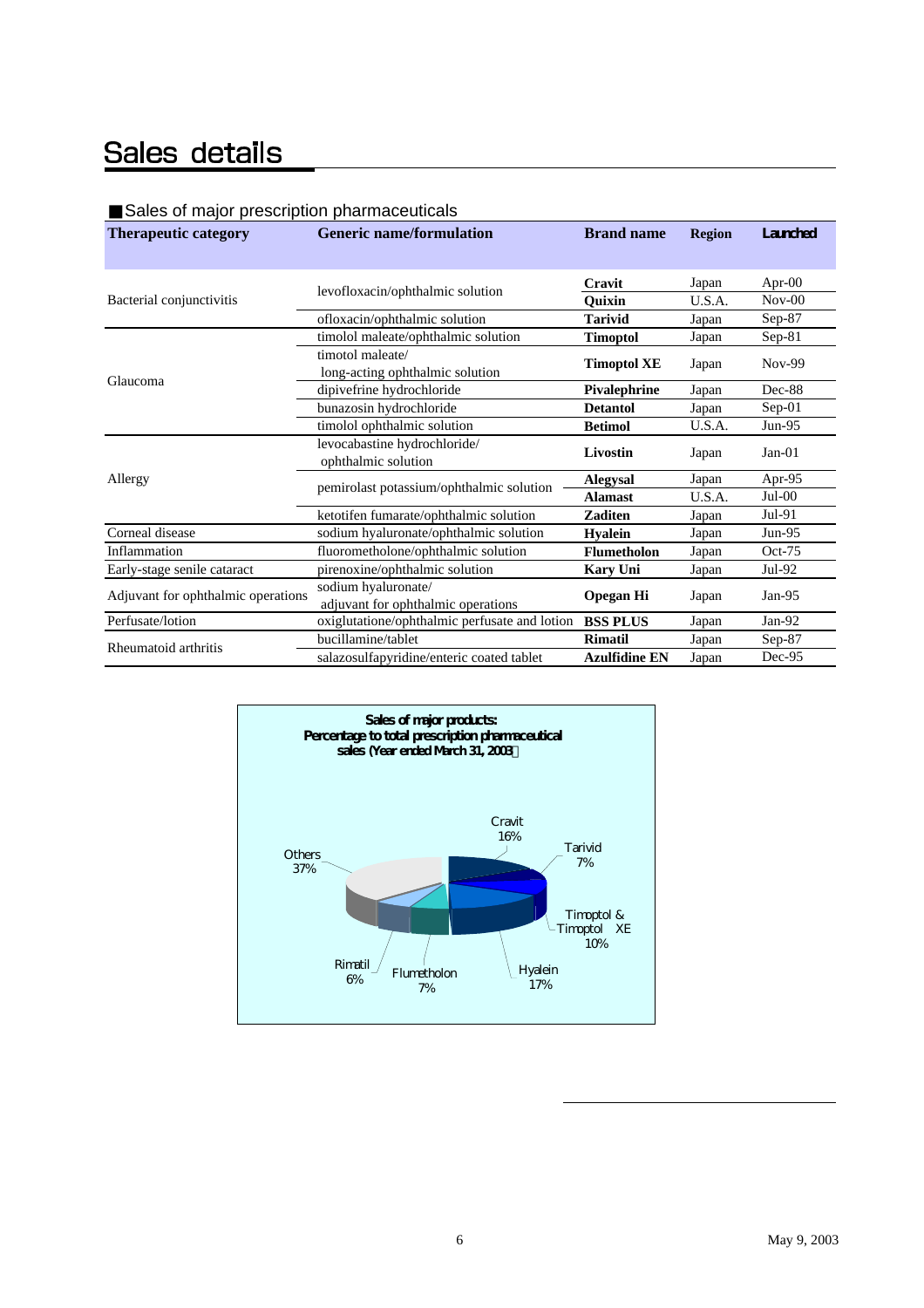# Sales details

■Sales of major prescription pharmaceuticals

| Therapeutic category | Generic name/formulation | Brand name | Region | Launched |
|---|---|---|---|---|
| Bacterial conjunctivitis | levofloxacin/ophthalmic solution | **Cravit** | Japan | Apr-00 |
| | | **Quixin** | U.S.A. | Nov-00 |
| | ofloxacin/ophthalmic solution | **Tarivid** | Japan | Sep-87 |
| Glaucoma | timolol maleate/ophthalmic solution | **Timoptol** | Japan | Sep-81 |
| | timotol maleate/ long-acting ophthalmic solution | **Timoptol XE** | Japan | Nov-99 |
| | dipivefrine hydrochloride | **Pivalephrine** | Japan | Dec-88 |
| | bunazosin hydrochloride | **Detantol** | Japan | Sep-01 |
| | timolol ophthalmic solution | **Betimol** | U.S.A. | Jun-95 |
| Allergy | levocabastine hydrochloride/ ophthalmic solution | **Livostin** | Japan | Jan-01 |
| | pemirolast potassium/ophthalmic solution | **Alegysal** | Japan | Apr-95 |
| | | **Alamast** | U.S.A. | Jul-00 |
| | ketotifen fumarate/ophthalmic solution | **Zaditen** | Japan | Jul-91 |
| Corneal disease | sodium hyaluronate/ophthalmic solution | **Hyalein** | Japan | Jun-95 |
| Inflammation | fluorometholone/ophthalmic solution | **Flumetholon** | Japan | Oct-75 |
| Early-stage senile cataract | pirenoxine/ophthalmic solution | **Kary Uni** | Japan | Jul-92 |
| Adjuvant for ophthalmic operations | sodium hyaluronate/ adjuvant for ophthalmic operations | **Opegan Hi** | Japan | Jan-95 |
| Perfusate/lotion | oxiglutatione/ophthalmic perfusate and lotion | **BSS PLUS** | Japan | Jan-92 |
| Rheumatoid arthritis | bucillamine/tablet | **Rimatil** | Japan | Sep-87 |
| | salazosulfapyridine/enteric coated tablet | **Azulfidine EN** | Japan | Dec-95 |

**Sales of major products: Percentage to total prescription pharmaceutical sales (Year ended March 31, 2003)**

| Product | Percentage |
|---|---|
| Cravit | 16% |
| Tarivid | 7% |
| Timoptol & Timoptol XE | 10% |
| Hyalein | 17% |
| Flumetholon | 7% |
| Rimatil | 6% |
| Others | 37% |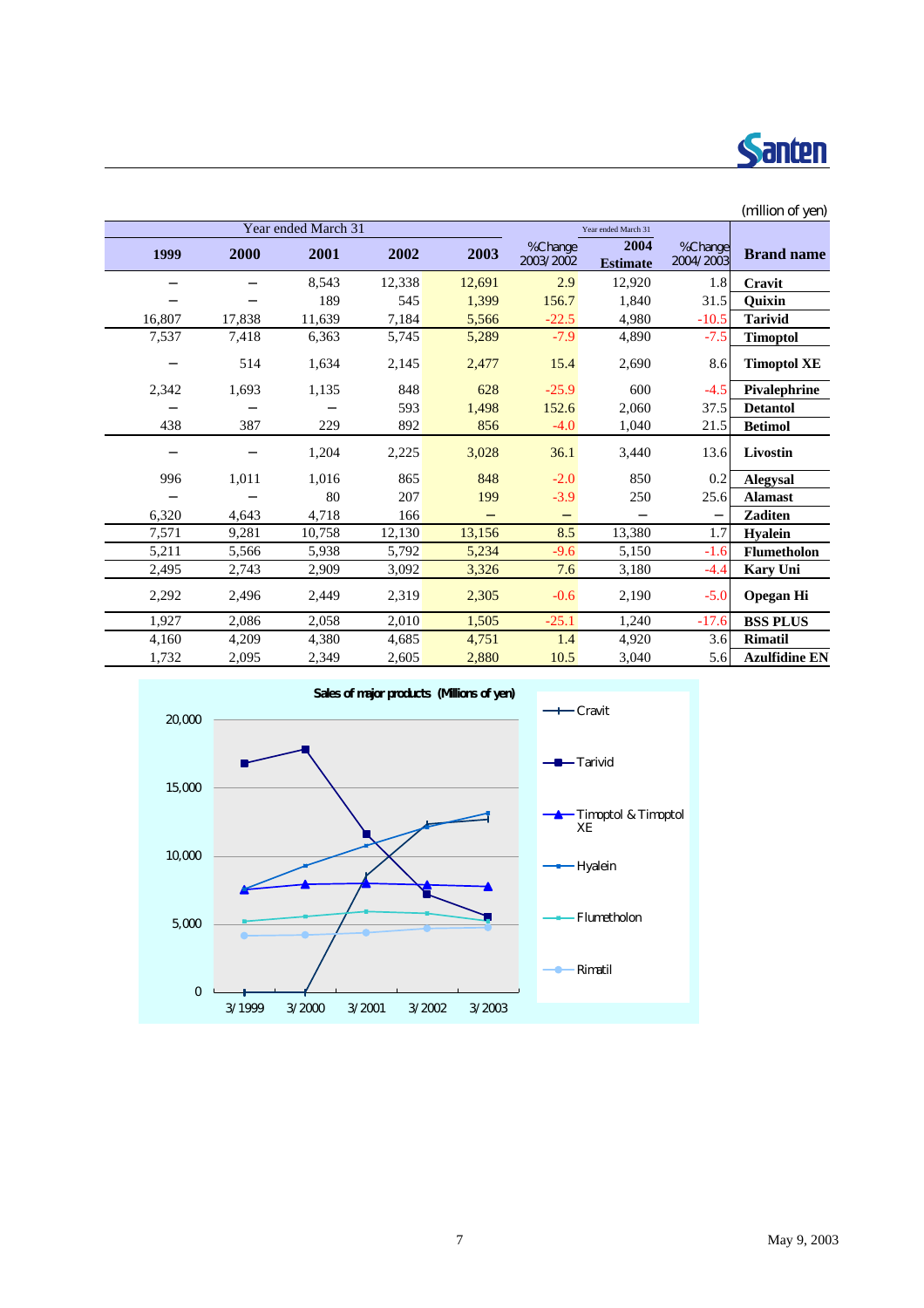(million of yen)

| Year ended March 31 | | | | | | Year ended March 31 | | |
|---|---|---|---|---|---|---|---|---|
| 1999 | 2000 | 2001 | 2002 | 2003 | %Change 2003/2002 | 2004 Estimate | %Change 2004/2003 | Brand name |
| − | − | 8,543 | 12,338 | 12,691 | 2.9 | 12,920 | 1.8 | Cravit |
| − | − | 189 | 545 | 1,399 | 156.7 | 1,840 | 31.5 | Quixin |
| 16,807 | 17,838 | 11,639 | 7,184 | 5,566 | -22.5 | 4,980 | -10.5 | Tarivid |
| 7,537 | 7,418 | 6,363 | 5,745 | 5,289 | -7.9 | 4,890 | -7.5 | Timoptol |
| − | 514 | 1,634 | 2,145 | 2,477 | 15.4 | 2,690 | 8.6 | Timoptol XE |
| 2,342 | 1,693 | 1,135 | 848 | 628 | -25.9 | 600 | -4.5 | Pivalephrine |
| − | − | − | 593 | 1,498 | 152.6 | 2,060 | 37.5 | Detantol |
| 438 | 387 | 229 | 892 | 856 | -4.0 | 1,040 | 21.5 | Betimol |
| − | − | 1,204 | 2,225 | 3,028 | 36.1 | 3,440 | 13.6 | Livostin |
| 996 | 1,011 | 1,016 | 865 | 848 | -2.0 | 850 | 0.2 | Alegysal |
| − | − | 80 | 207 | 199 | -3.9 | 250 | 25.6 | Alamast |
| 6,320 | 4,643 | 4,718 | 166 | − | − | − | − | Zaditen |
| 7,571 | 9,281 | 10,758 | 12,130 | 13,156 | 8.5 | 13,380 | 1.7 | Hyalein |
| 5,211 | 5,566 | 5,938 | 5,792 | 5,234 | -9.6 | 5,150 | -1.6 | Flumetholon |
| 2,495 | 2,743 | 2,909 | 3,092 | 3,326 | 7.6 | 3,180 | -4.4 | Kary Uni |
| 2,292 | 2,496 | 2,449 | 2,319 | 2,305 | -0.6 | 2,190 | -5.0 | Opegan Hi |
| 1,927 | 2,086 | 2,058 | 2,010 | 1,505 | -25.1 | 1,240 | -17.6 | BSS PLUS |
| 4,160 | 4,209 | 4,380 | 4,685 | 4,751 | 1.4 | 4,920 | 3.6 | Rimatil |
| 1,732 | 2,095 | 2,349 | 2,605 | 2,880 | 10.5 | 3,040 | 5.6 | Azulfidine EN |

Sales of major products (Millions of yen)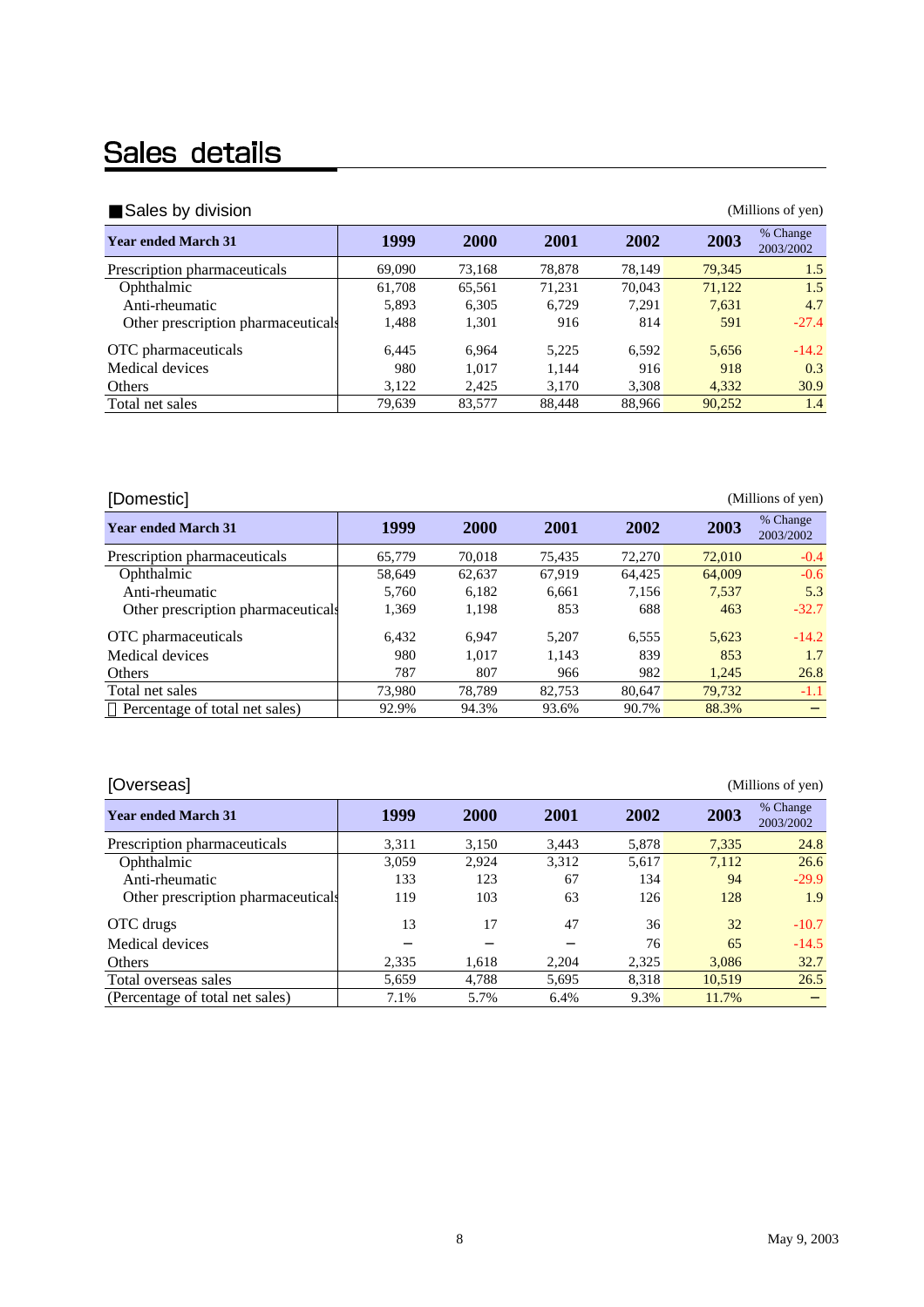# Sales details

## ■Sales by division

(Millions of yen)

| Year ended March 31 | 1999 | 2000 | 2001 | 2002 | 2003 | % Change 2003/2002 |
|---|---|---|---|---|---|---|
| Prescription pharmaceuticals | 69,090 | 73,168 | 78,878 | 78,149 | 79,345 | 1.5 |
| Ophthalmic | 61,708 | 65,561 | 71,231 | 70,043 | 71,122 | 1.5 |
| Anti-rheumatic | 5,893 | 6,305 | 6,729 | 7,291 | 7,631 | 4.7 |
| Other prescription pharmaceuticals | 1,488 | 1,301 | 916 | 814 | 591 | -27.4 |
| OTC pharmaceuticals | 6,445 | 6,964 | 5,225 | 6,592 | 5,656 | -14.2 |
| Medical devices | 980 | 1,017 | 1,144 | 916 | 918 | 0.3 |
| Others | 3,122 | 2,425 | 3,170 | 3,308 | 4,332 | 30.9 |
| Total net sales | 79,639 | 83,577 | 88,448 | 88,966 | 90,252 | 1.4 |

## [Domestic]

(Millions of yen)

| Year ended March 31 | 1999 | 2000 | 2001 | 2002 | 2003 | % Change 2003/2002 |
|---|---|---|---|---|---|---|
| Prescription pharmaceuticals | 65,779 | 70,018 | 75,435 | 72,270 | 72,010 | -0.4 |
| Ophthalmic | 58,649 | 62,637 | 67,919 | 64,425 | 64,009 | -0.6 |
| Anti-rheumatic | 5,760 | 6,182 | 6,661 | 7,156 | 7,537 | 5.3 |
| Other prescription pharmaceuticals | 1,369 | 1,198 | 853 | 688 | 463 | -32.7 |
| OTC pharmaceuticals | 6,432 | 6,947 | 5,207 | 6,555 | 5,623 | -14.2 |
| Medical devices | 980 | 1,017 | 1,143 | 839 | 853 | 1.7 |
| Others | 787 | 807 | 966 | 982 | 1,245 | 26.8 |
| Total net sales | 73,980 | 78,789 | 82,753 | 80,647 | 79,732 | -1.1 |
| (Percentage of total net sales) | 92.9% | 94.3% | 93.6% | 90.7% | 88.3% | − |

## [Overseas]

(Millions of yen)

| Year ended March 31 | 1999 | 2000 | 2001 | 2002 | 2003 | % Change 2003/2002 |
|---|---|---|---|---|---|---|
| Prescription pharmaceuticals | 3,311 | 3,150 | 3,443 | 5,878 | 7,335 | 24.8 |
| Ophthalmic | 3,059 | 2,924 | 3,312 | 5,617 | 7,112 | 26.6 |
| Anti-rheumatic | 133 | 123 | 67 | 134 | 94 | -29.9 |
| Other prescription pharmaceuticals | 119 | 103 | 63 | 126 | 128 | 1.9 |
| OTC drugs | 13 | 17 | 47 | 36 | 32 | -10.7 |
| Medical devices | − | − | − | 76 | 65 | -14.5 |
| Others | 2,335 | 1,618 | 2,204 | 2,325 | 3,086 | 32.7 |
| Total overseas sales | 5,659 | 4,788 | 5,695 | 8,318 | 10,519 | 26.5 |
| (Percentage of total net sales) | 7.1% | 5.7% | 6.4% | 9.3% | 11.7% | − |

May 9, 2003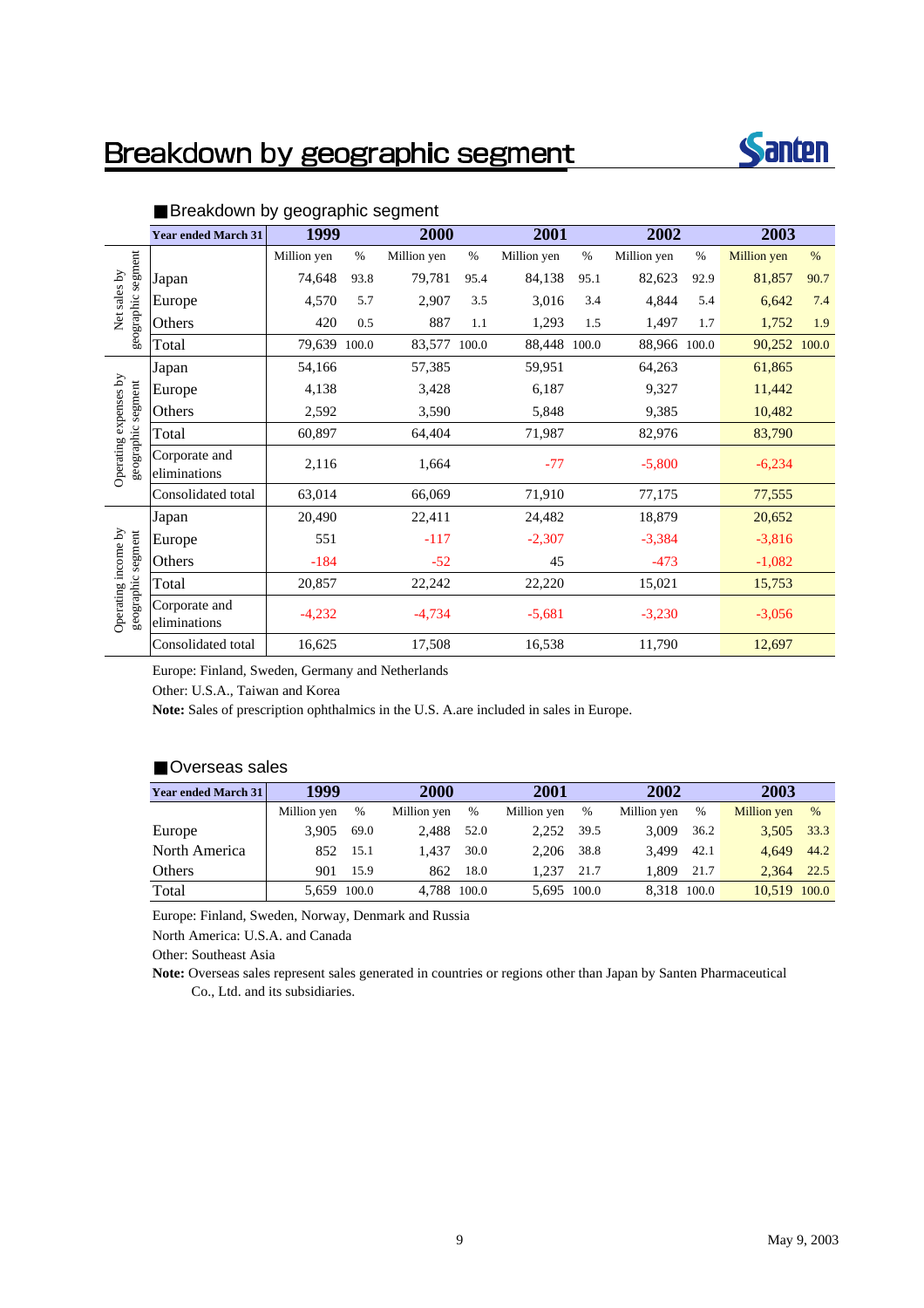# Breakdown by geographic segment

## ■Breakdown by geographic segment

| | Year ended March 31 | 1999 | | 2000 | | 2001 | | 2002 | | 2003 | |
|---|---|---|---|---|---|---|---|---|---|---|---|
| | | Million yen | % | Million yen | % | Million yen | % | Million yen | % | Million yen | % |
| Net sales by geographic segment | Japan | 74,648 | 93.8 | 79,781 | 95.4 | 84,138 | 95.1 | 82,623 | 92.9 | 81,857 | 90.7 |
| | Europe | 4,570 | 5.7 | 2,907 | 3.5 | 3,016 | 3.4 | 4,844 | 5.4 | 6,642 | 7.4 |
| | Others | 420 | 0.5 | 887 | 1.1 | 1,293 | 1.5 | 1,497 | 1.7 | 1,752 | 1.9 |
| | Total | 79,639 | 100.0 | 83,577 | 100.0 | 88,448 | 100.0 | 88,966 | 100.0 | 90,252 | 100.0 |
| Operating expenses by geographic segment | Japan | 54,166 | | 57,385 | | 59,951 | | 64,263 | | 61,865 | |
| | Europe | 4,138 | | 3,428 | | 6,187 | | 9,327 | | 11,442 | |
| | Others | 2,592 | | 3,590 | | 5,848 | | 9,385 | | 10,482 | |
| | Total | 60,897 | | 64,404 | | 71,987 | | 82,976 | | 83,790 | |
| | Corporate and eliminations | 2,116 | | 1,664 | | -77 | | -5,800 | | -6,234 | |
| | Consolidated total | 63,014 | | 66,069 | | 71,910 | | 77,175 | | 77,555 | |
| Operating income by geographic segment | Japan | 20,490 | | 22,411 | | 24,482 | | 18,879 | | 20,652 | |
| | Europe | 551 | | -117 | | -2,307 | | -3,384 | | -3,816 | |
| | Others | -184 | | -52 | | 45 | | -473 | | -1,082 | |
| | Total | 20,857 | | 22,242 | | 22,220 | | 15,021 | | 15,753 | |
| | Corporate and eliminations | -4,232 | | -4,734 | | -5,681 | | -3,230 | | -3,056 | |
| | Consolidated total | 16,625 | | 17,508 | | 16,538 | | 11,790 | | 12,697 | |

Europe: Finland, Sweden, Germany and Netherlands

Other: U.S.A., Taiwan and Korea

**Note:** Sales of prescription ophthalmics in the U.S. A.are included in sales in Europe.

## ■Overseas sales

| Year ended March 31 | 1999 | | 2000 | | 2001 | | 2002 | | 2003 | |
|---|---|---|---|---|---|---|---|---|---|---|
| | Million yen | % | Million yen | % | Million yen | % | Million yen | % | Million yen | % |
| Europe | 3,905 | 69.0 | 2,488 | 52.0 | 2,252 | 39.5 | 3,009 | 36.2 | 3,505 | 33.3 |
| North America | 852 | 15.1 | 1,437 | 30.0 | 2,206 | 38.8 | 3,499 | 42.1 | 4,649 | 44.2 |
| Others | 901 | 15.9 | 862 | 18.0 | 1,237 | 21.7 | 1,809 | 21.7 | 2,364 | 22.5 |
| Total | 5,659 | 100.0 | 4,788 | 100.0 | 5,695 | 100.0 | 8,318 | 100.0 | 10,519 | 100.0 |

Europe: Finland, Sweden, Norway, Denmark and Russia

North America: U.S.A. and Canada

Other: Southeast Asia

**Note:** Overseas sales represent sales generated in countries or regions other than Japan by Santen Pharmaceutical Co., Ltd. and its subsidiaries.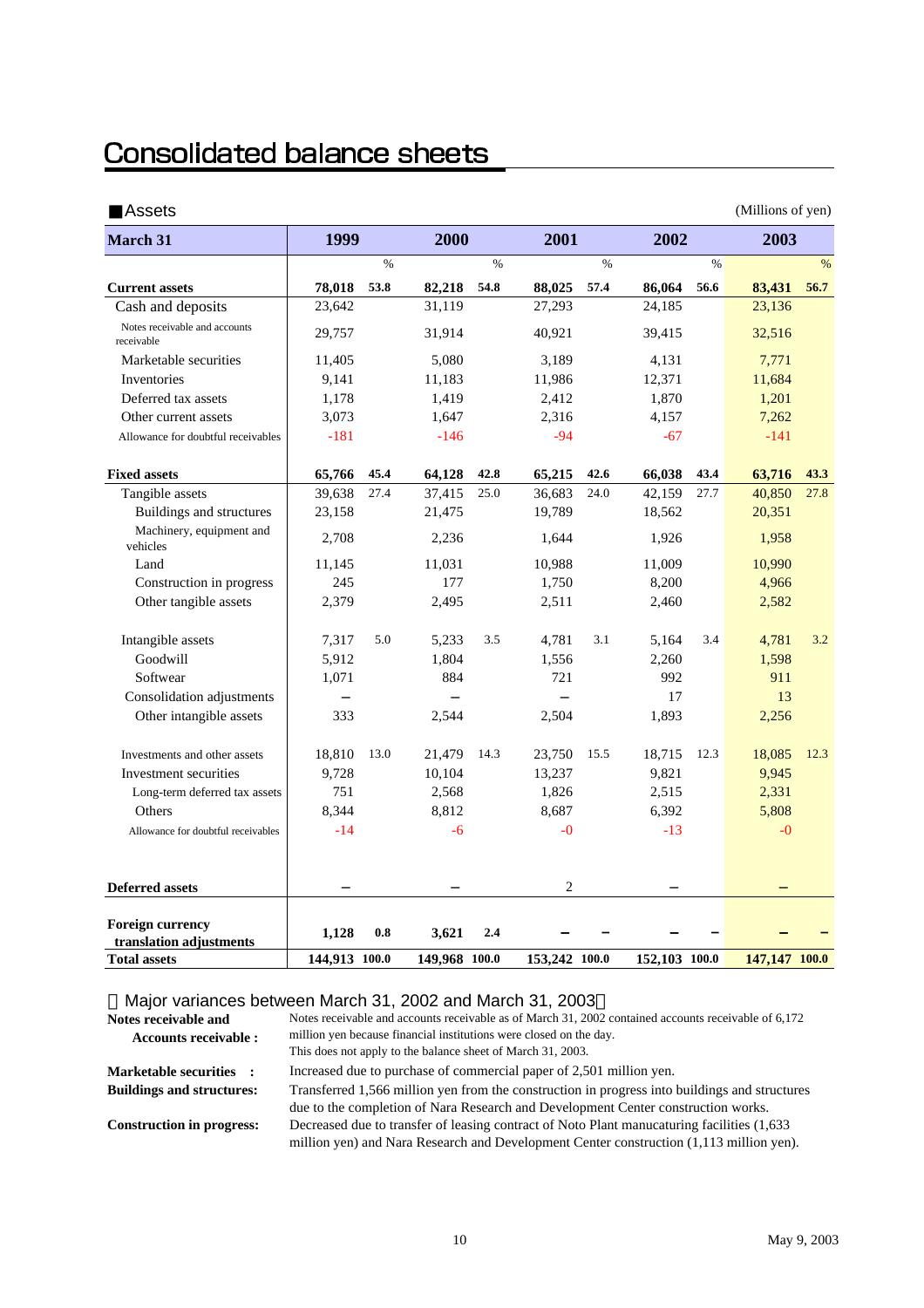# Consolidated balance sheets

■Assets (Millions of yen)

| March 31 | 1999 | % | 2000 | % | 2001 | % | 2002 | % | 2003 | % |
|---|---|---|---|---|---|---|---|---|---|---|
| **Current assets** | **78,018** | **53.8** | **82,218** | **54.8** | **88,025** | **57.4** | **86,064** | **56.6** | **83,431** | **56.7** |
| Cash and deposits | 23,642 | | 31,119 | | 27,293 | | 24,185 | | 23,136 | |
| Notes receivable and accounts receivable | 29,757 | | 31,914 | | 40,921 | | 39,415 | | 32,516 | |
| Marketable securities | 11,405 | | 5,080 | | 3,189 | | 4,131 | | 7,771 | |
| Inventories | 9,141 | | 11,183 | | 11,986 | | 12,371 | | 11,684 | |
| Deferred tax assets | 1,178 | | 1,419 | | 2,412 | | 1,870 | | 1,201 | |
| Other current assets | 3,073 | | 1,647 | | 2,316 | | 4,157 | | 7,262 | |
| Allowance for doubtful receivables | -181 | | -146 | | -94 | | -67 | | -141 | |
| **Fixed assets** | **65,766** | **45.4** | **64,128** | **42.8** | **65,215** | **42.6** | **66,038** | **43.4** | **63,716** | **43.3** |
| Tangible assets | 39,638 | 27.4 | 37,415 | 25.0 | 36,683 | 24.0 | 42,159 | 27.7 | 40,850 | 27.8 |
| Buildings and structures | 23,158 | | 21,475 | | 19,789 | | 18,562 | | 20,351 | |
| Machinery, equipment and vehicles | 2,708 | | 2,236 | | 1,644 | | 1,926 | | 1,958 | |
| Land | 11,145 | | 11,031 | | 10,988 | | 11,009 | | 10,990 | |
| Construction in progress | 245 | | 177 | | 1,750 | | 8,200 | | 4,966 | |
| Other tangible assets | 2,379 | | 2,495 | | 2,511 | | 2,460 | | 2,582 | |
| Intangible assets | 7,317 | 5.0 | 5,233 | 3.5 | 4,781 | 3.1 | 5,164 | 3.4 | 4,781 | 3.2 |
| Goodwill | 5,912 | | 1,804 | | 1,556 | | 2,260 | | 1,598 | |
| Softwear | 1,071 | | 884 | | 721 | | 992 | | 911 | |
| Consolidation adjustments | – | | – | | – | | 17 | | 13 | |
| Other intangible assets | 333 | | 2,544 | | 2,504 | | 1,893 | | 2,256 | |
| Investments and other assets | 18,810 | 13.0 | 21,479 | 14.3 | 23,750 | 15.5 | 18,715 | 12.3 | 18,085 | 12.3 |
| Investment securities | 9,728 | | 10,104 | | 13,237 | | 9,821 | | 9,945 | |
| Long-term deferred tax assets | 751 | | 2,568 | | 1,826 | | 2,515 | | 2,331 | |
| Others | 8,344 | | 8,812 | | 8,687 | | 6,392 | | 5,808 | |
| Allowance for doubtful receivables | -14 | | -6 | | -0 | | -13 | | -0 | |
| **Deferred assets** | – | | – | | 2 | | – | | – | |
| **Foreign currency translation adjustments** | **1,128** | **0.8** | **3,621** | **2.4** | – | – | – | – | – | – |
| **Total assets** | **144,913** | **100.0** | **149,968** | **100.0** | **153,242** | **100.0** | **152,103** | **100.0** | **147,147** | **100.0** |

（Major variances between March 31, 2002 and March 31, 2003）

**Notes receivable and Accounts receivable :** Notes receivable and accounts receivable as of March 31, 2002 contained accounts receivable of 6,172 million yen because financial institutions were closed on the day. This does not apply to the balance sheet of March 31, 2003.

**Marketable securities :** Increased due to purchase of commercial paper of 2,501 million yen.

**Buildings and structures:** Transferred 1,566 million yen from the construction in progress into buildings and structures due to the completion of Nara Research and Development Center construction works.

**Construction in progress:** Decreased due to transfer of leasing contract of Noto Plant manucaturing facilities (1,633 million yen) and Nara Research and Development Center construction (1,113 million yen).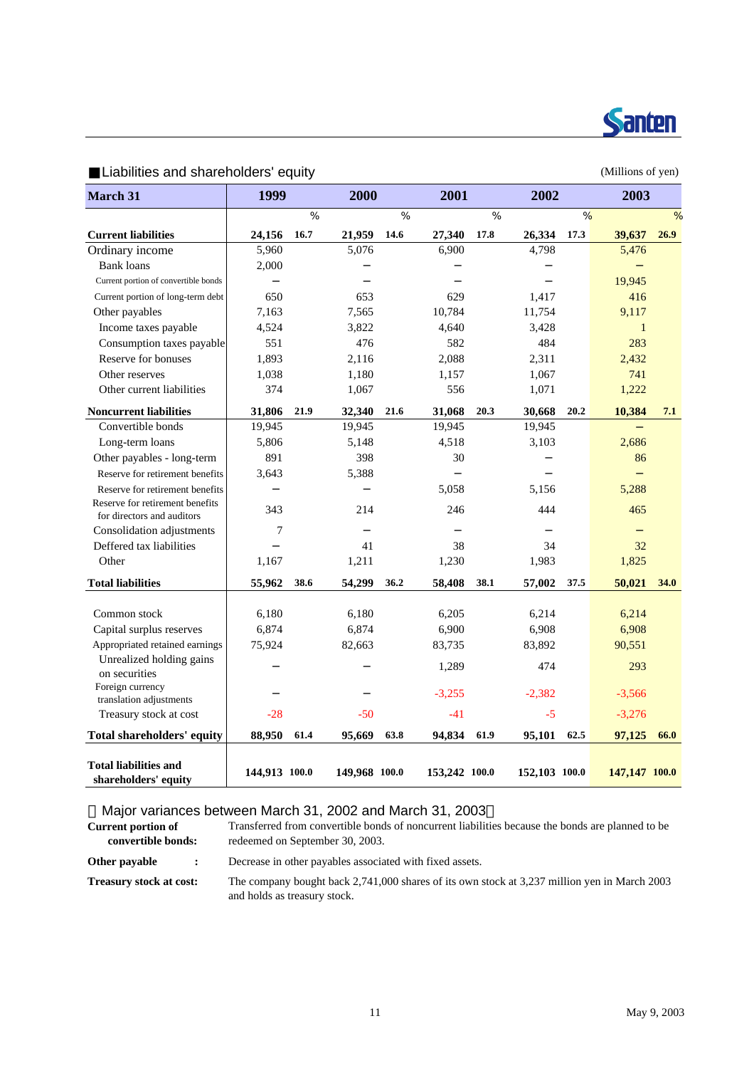## ■Liabilities and shareholders' equity

(Millions of yen)

| March 31 | 1999 | | 2000 | | 2001 | | 2002 | | 2003 | |
|---|---|---|---|---|---|---|---|---|---|---|
| | | % | | % | | % | | % | | % |
| **Current liabilities** | **24,156** | **16.7** | **21,959** | **14.6** | **27,340** | **17.8** | **26,334** | **17.3** | **39,637** | **26.9** |
| Ordinary income | 5,960 | | 5,076 | | 6,900 | | 4,798 | | 5,476 | |
| Bank loans | 2,000 | | − | | − | | − | | − | |
| Current portion of convertible bonds | − | | − | | − | | − | | 19,945 | |
| Current portion of long-term debt | 650 | | 653 | | 629 | | 1,417 | | 416 | |
| Other payables | 7,163 | | 7,565 | | 10,784 | | 11,754 | | 9,117 | |
| Income taxes payable | 4,524 | | 3,822 | | 4,640 | | 3,428 | | 1 | |
| Consumption taxes payable | 551 | | 476 | | 582 | | 484 | | 283 | |
| Reserve for bonuses | 1,893 | | 2,116 | | 2,088 | | 2,311 | | 2,432 | |
| Other reserves | 1,038 | | 1,180 | | 1,157 | | 1,067 | | 741 | |
| Other current liabilities | 374 | | 1,067 | | 556 | | 1,071 | | 1,222 | |
| **Noncurrent liabilities** | **31,806** | **21.9** | **32,340** | **21.6** | **31,068** | **20.3** | **30,668** | **20.2** | **10,384** | **7.1** |
| Convertible bonds | 19,945 | | 19,945 | | 19,945 | | 19,945 | | − | |
| Long-term loans | 5,806 | | 5,148 | | 4,518 | | 3,103 | | 2,686 | |
| Other payables - long-term | 891 | | 398 | | 30 | | − | | 86 | |
| Reserve for retirement benefits | 3,643 | | 5,388 | | − | | − | | − | |
| Reserve for retirement benefits | − | | − | | 5,058 | | 5,156 | | 5,288 | |
| Reserve for retirement benefits for directors and auditors | 343 | | 214 | | 246 | | 444 | | 465 | |
| Consolidation adjustments | 7 | | − | | − | | − | | − | |
| Deffered tax liabilities | − | | 41 | | 38 | | 34 | | 32 | |
| Other | 1,167 | | 1,211 | | 1,230 | | 1,983 | | 1,825 | |
| **Total liabilities** | **55,962** | **38.6** | **54,299** | **36.2** | **58,408** | **38.1** | **57,002** | **37.5** | **50,021** | **34.0** |
| Common stock | 6,180 | | 6,180 | | 6,205 | | 6,214 | | 6,214 | |
| Capital surplus reserves | 6,874 | | 6,874 | | 6,900 | | 6,908 | | 6,908 | |
| Appropriated retained earnings | 75,924 | | 82,663 | | 83,735 | | 83,892 | | 90,551 | |
| Unrealized holding gains on securities | − | | − | | 1,289 | | 474 | | 293 | |
| Foreign currency translation adjustments | − | | − | | -3,255 | | -2,382 | | -3,566 | |
| Treasury stock at cost | -28 | | -50 | | -41 | | -5 | | -3,276 | |
| **Total shareholders' equity** | **88,950** | **61.4** | **95,669** | **63.8** | **94,834** | **61.9** | **95,101** | **62.5** | **97,125** | **66.0** |
| **Total liabilities and shareholders' equity** | **144,913** | **100.0** | **149,968** | **100.0** | **153,242** | **100.0** | **152,103** | **100.0** | **147,147** | **100.0** |

〔Major variances between March 31, 2002 and March 31, 2003〕

**Current portion of convertible bonds:** Transferred from convertible bonds of noncurrent liabilities because the bonds are planned to be redeemed on September 30, 2003.

**Other payable :** Decrease in other payables associated with fixed assets.

**Treasury stock at cost:** The company bought back 2,741,000 shares of its own stock at 3,237 million yen in March 2003 and holds as treasury stock.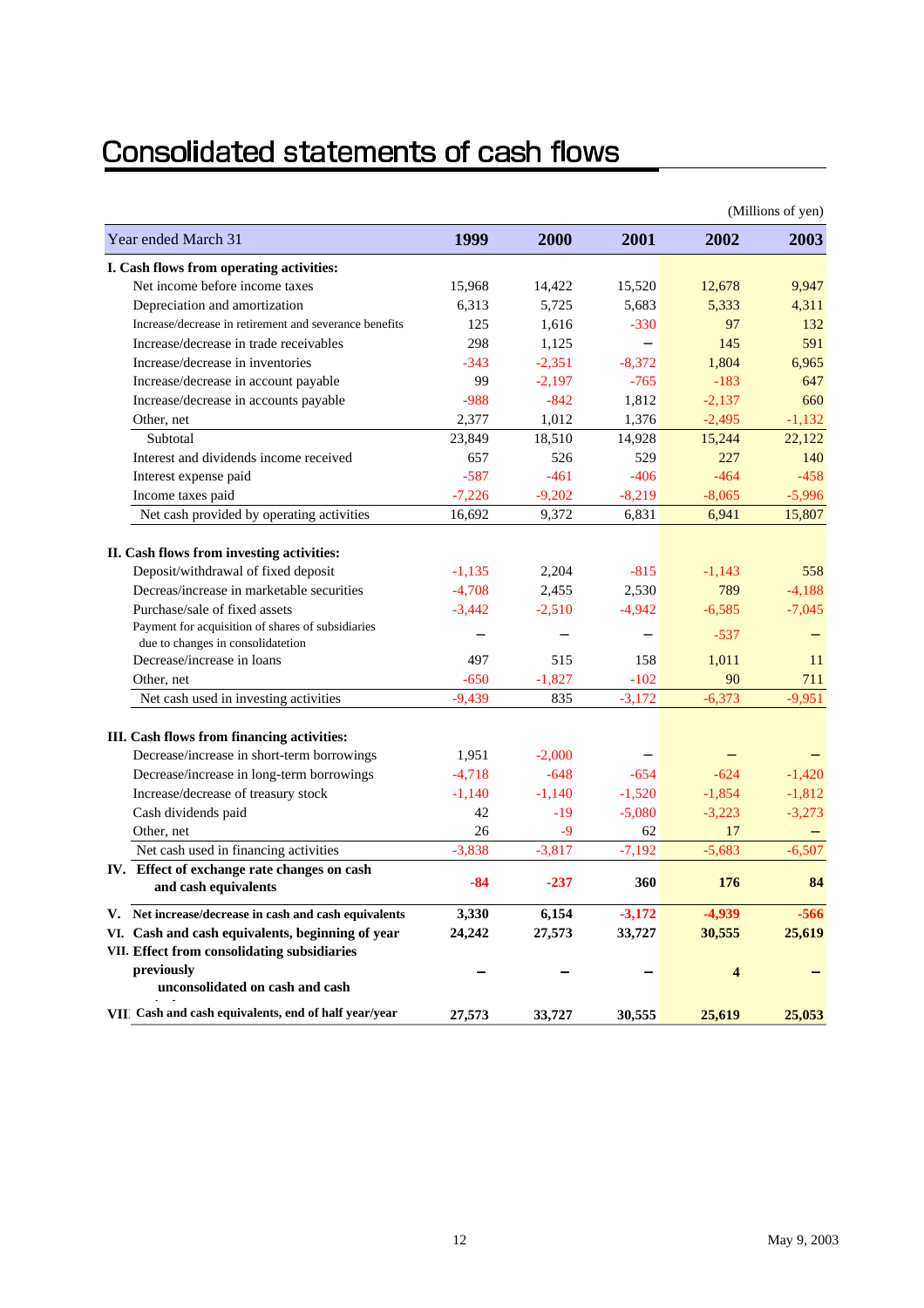# Consolidated statements of cash flows

(Millions of yen)

| Year ended March 31 | 1999 | 2000 | 2001 | 2002 | 2003 |
|---|---|---|---|---|---|
| **I. Cash flows from operating activities:** | | | | | |
| Net income before income taxes | 15,968 | 14,422 | 15,520 | 12,678 | 9,947 |
| Depreciation and amortization | 6,313 | 5,725 | 5,683 | 5,333 | 4,311 |
| Increase/decrease in retirement and severance benefits | 125 | 1,616 | -330 | 97 | 132 |
| Increase/decrease in trade receivables | 298 | 1,125 | – | 145 | 591 |
| Increase/decrease in inventories | -343 | -2,351 | -8,372 | 1,804 | 6,965 |
| Increase/decrease in account payable | 99 | -2,197 | -765 | -183 | 647 |
| Increase/decrease in accounts payable | -988 | -842 | 1,812 | -2,137 | 660 |
| Other, net | 2,377 | 1,012 | 1,376 | -2,495 | -1,132 |
| Subtotal | 23,849 | 18,510 | 14,928 | 15,244 | 22,122 |
| Interest and dividends income received | 657 | 526 | 529 | 227 | 140 |
| Interest expense paid | -587 | -461 | -406 | -464 | -458 |
| Income taxes paid | -7,226 | -9,202 | -8,219 | -8,065 | -5,996 |
| Net cash provided by operating activities | 16,692 | 9,372 | 6,831 | 6,941 | 15,807 |
| **II. Cash flows from investing activities:** | | | | | |
| Deposit/withdrawal of fixed deposit | -1,135 | 2,204 | -815 | -1,143 | 558 |
| Decreas/increase in marketable securities | -4,708 | 2,455 | 2,530 | 789 | -4,188 |
| Purchase/sale of fixed assets | -3,442 | -2,510 | -4,942 | -6,585 | -7,045 |
| Payment for acquisition of shares of subsidiaries due to changes in consolidatetion | – | – | – | -537 | – |
| Decrease/increase in loans | 497 | 515 | 158 | 1,011 | 11 |
| Other, net | -650 | -1,827 | -102 | 90 | 711 |
| Net cash used in investing activities | -9,439 | 835 | -3,172 | -6,373 | -9,951 |
| **III. Cash flows from financing activities:** | | | | | |
| Decrease/increase in short-term borrowings | 1,951 | -2,000 | – | – | – |
| Decrease/increase in long-term borrowings | -4,718 | -648 | -654 | -624 | -1,420 |
| Increase/decrease of treasury stock | -1,140 | -1,140 | -1,520 | -1,854 | -1,812 |
| Cash dividends paid | 42 | -19 | -5,080 | -3,223 | -3,273 |
| Other, net | 26 | -9 | 62 | 17 | – |
| Net cash used in financing activities | -3,838 | -3,817 | -7,192 | -5,683 | -6,507 |
| **IV. Effect of exchange rate changes on cash and cash equivalents** | **-84** | **-237** | **360** | **176** | **84** |
| **V. Net increase/decrease in cash and cash equivalents** | **3,330** | **6,154** | **-3,172** | **-4,939** | **-566** |
| **VI. Cash and cash equivalents, beginning of year** | **24,242** | **27,573** | **33,727** | **30,555** | **25,619** |
| **VII. Effect from consolidating subsidiaries previously unconsolidated on cash and cash** | **–** | **–** | **–** | **4** | **–** |
| **VIII. Cash and cash equivalents, end of half year/year** | **27,573** | **33,727** | **30,555** | **25,619** | **25,053** |

May 9, 2003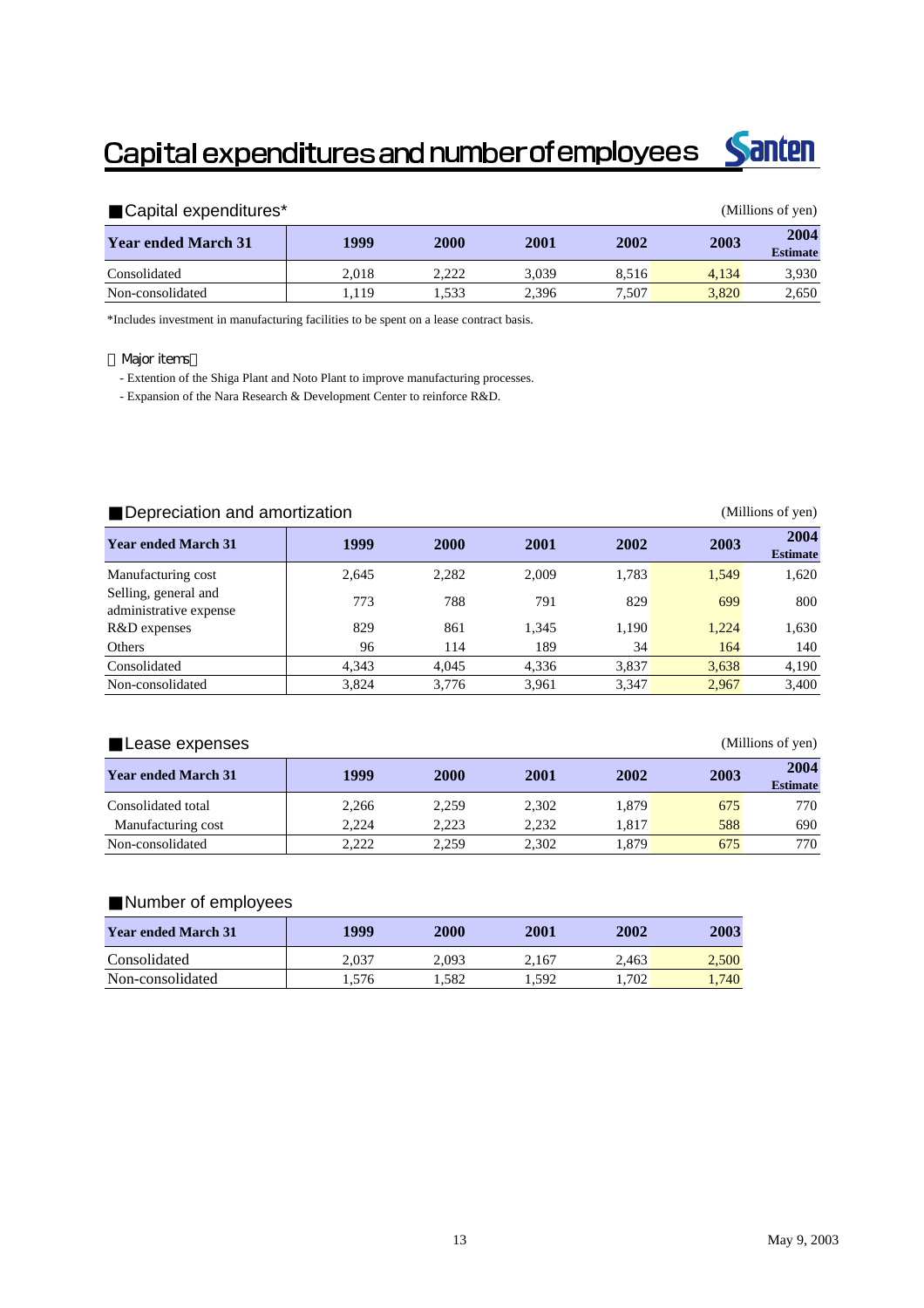# Capital expenditures and number of employees

## Capital expenditures*

(Millions of yen)

| Year ended March 31 | 1999 | 2000 | 2001 | 2002 | 2003 | 2004 Estimate |
|---|---|---|---|---|---|---|
| Consolidated | 2,018 | 2,222 | 3,039 | 8,516 | 4,134 | 3,930 |
| Non-consolidated | 1,119 | 1,533 | 2,396 | 7,507 | 3,820 | 2,650 |

*Includes investment in manufacturing facilities to be spent on a lease contract basis.

【Major items】

- Extention of the Shiga Plant and Noto Plant to improve manufacturing processes.
- Expansion of the Nara Research & Development Center to reinforce R&D.

## Depreciation and amortization

(Millions of yen)

| Year ended March 31 | 1999 | 2000 | 2001 | 2002 | 2003 | 2004 Estimate |
|---|---|---|---|---|---|---|
| Manufacturing cost | 2,645 | 2,282 | 2,009 | 1,783 | 1,549 | 1,620 |
| Selling, general and administrative expense | 773 | 788 | 791 | 829 | 699 | 800 |
| R&D expenses | 829 | 861 | 1,345 | 1,190 | 1,224 | 1,630 |
| Others | 96 | 114 | 189 | 34 | 164 | 140 |
| Consolidated | 4,343 | 4,045 | 4,336 | 3,837 | 3,638 | 4,190 |
| Non-consolidated | 3,824 | 3,776 | 3,961 | 3,347 | 2,967 | 3,400 |

## Lease expenses

(Millions of yen)

| Year ended March 31 | 1999 | 2000 | 2001 | 2002 | 2003 | 2004 Estimate |
|---|---|---|---|---|---|---|
| Consolidated total | 2,266 | 2,259 | 2,302 | 1,879 | 675 | 770 |
| Manufacturing cost | 2,224 | 2,223 | 2,232 | 1,817 | 588 | 690 |
| Non-consolidated | 2,222 | 2,259 | 2,302 | 1,879 | 675 | 770 |

## Number of employees

| Year ended March 31 | 1999 | 2000 | 2001 | 2002 | 2003 |
|---|---|---|---|---|---|
| Consolidated | 2,037 | 2,093 | 2,167 | 2,463 | 2,500 |
| Non-consolidated | 1,576 | 1,582 | 1,592 | 1,702 | 1,740 |

May 9, 2003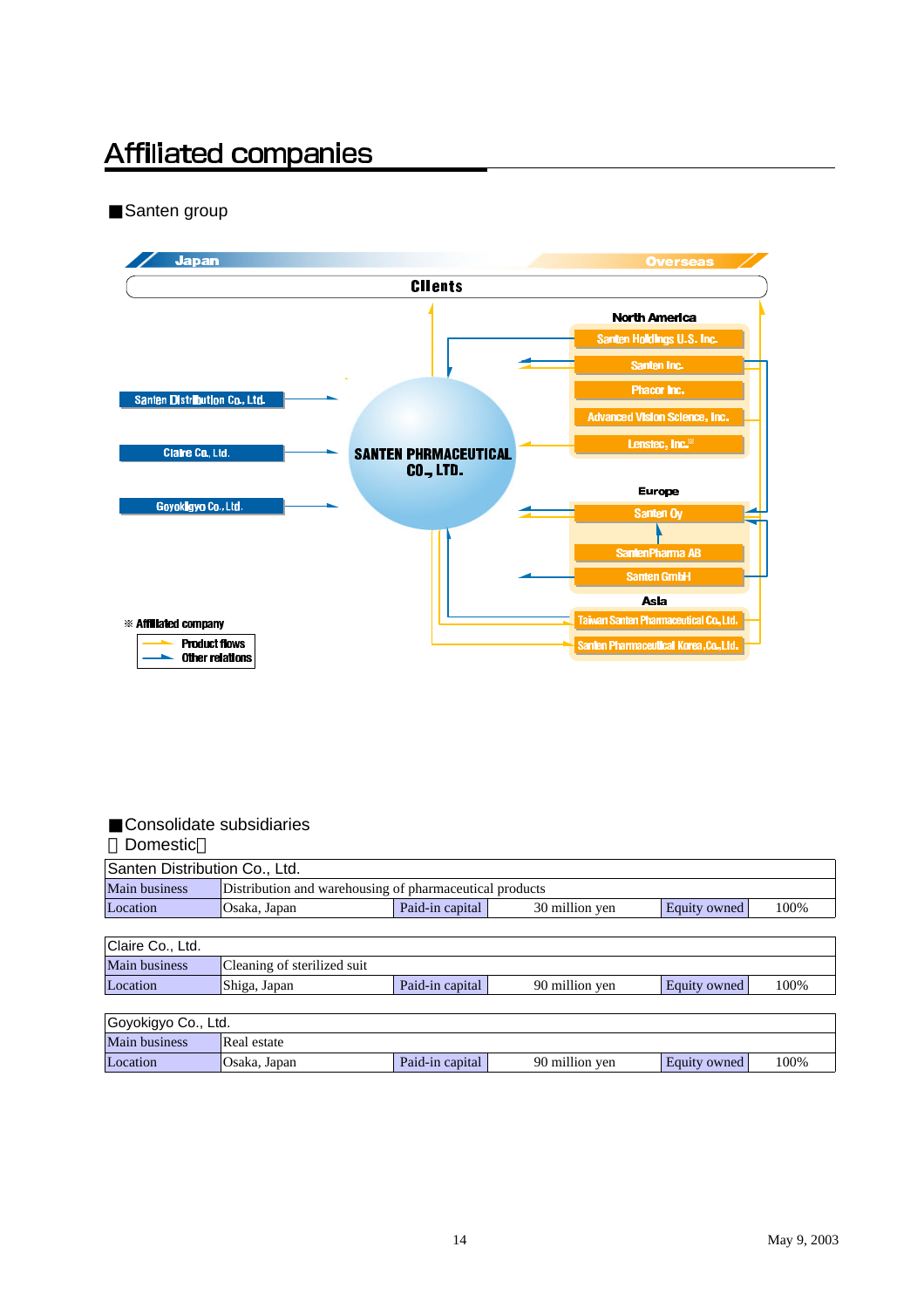# Affiliated companies

■Santen group

Japan

Overseas

Clients

North America

Santen Holdings U.S. Inc.

Santen Inc.

Phacor Inc.

Advanced Vision Science, Inc.

Lenstec, Inc.※

Santen Distribution Co., Ltd.

Claire Co., Ltd.

Goyokigyo Co., Ltd.

SANTEN PHRMACEUTICAL CO., LTD.

Europe

Santen Oy

SantenPharma AB

Santen GmbH

Asia

Taiwan Santen Pharmaceutical Co., Ltd.

Santen Pharmaceutical Korea, Co., Ltd.

※ Affiliated company

Product flows

Other relations

■Consolidate subsidiaries

〈Domestic〉

| Santen Distribution Co., Ltd. | | | | | |
|---|---|---|---|---|---|
| Main business | Distribution and warehousing of pharmaceutical products | | | | |
| Location | Osaka, Japan | Paid-in capital | 30 million yen | Equity owned | 100% |

| Claire Co., Ltd. | | | | | |
|---|---|---|---|---|---|
| Main business | Cleaning of sterilized suit | | | | |
| Location | Shiga, Japan | Paid-in capital | 90 million yen | Equity owned | 100% |

| Goyokigyo Co., Ltd. | | | | | |
|---|---|---|---|---|---|
| Main business | Real estate | | | | |
| Location | Osaka, Japan | Paid-in capital | 90 million yen | Equity owned | 100% |

May 9, 2003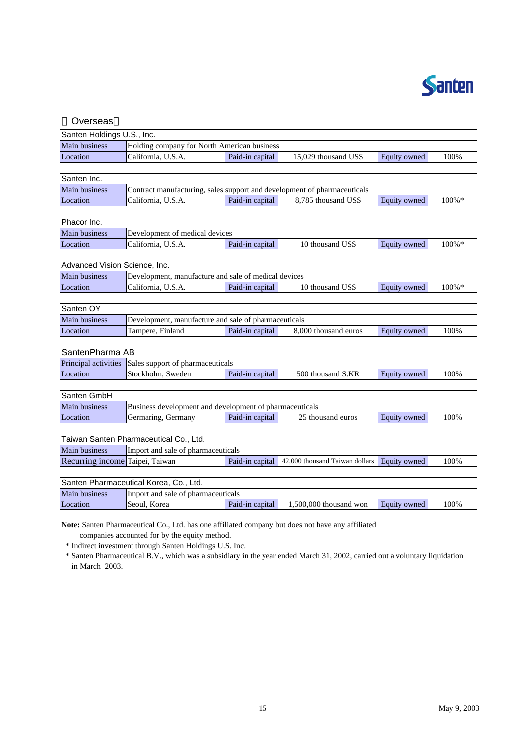## ＜Overseas＞

| Santen Holdings U.S., Inc. | | | | | |
|---|---|---|---|---|---|
| Main business | Holding company for North American business | | | | |
| Location | California, U.S.A. | Paid-in capital | 15,029 thousand US$ | Equity owned | 100% |

| Santen Inc. | | | | | |
|---|---|---|---|---|---|
| Main business | Contract manufacturing, sales support and development of pharmaceuticals | | | | |
| Location | California, U.S.A. | Paid-in capital | 8,785 thousand US$ | Equity owned | 100%* |

| Phacor Inc. | | | | | |
|---|---|---|---|---|---|
| Main business | Development of medical devices | | | | |
| Location | California, U.S.A. | Paid-in capital | 10 thousand US$ | Equity owned | 100%* |

| Advanced Vision Science, Inc. | | | | | |
|---|---|---|---|---|---|
| Main business | Development, manufacture and sale of medical devices | | | | |
| Location | California, U.S.A. | Paid-in capital | 10 thousand US$ | Equity owned | 100%* |

| Santen OY | | | | | |
|---|---|---|---|---|---|
| Main business | Development, manufacture and sale of pharmaceuticals | | | | |
| Location | Tampere, Finland | Paid-in capital | 8,000 thousand euros | Equity owned | 100% |

| SantenPharma AB | | | | | |
|---|---|---|---|---|---|
| Principal activities | Sales support of pharmaceuticals | | | | |
| Location | Stockholm, Sweden | Paid-in capital | 500 thousand S.KR | Equity owned | 100% |

| Santen GmbH | | | | | |
|---|---|---|---|---|---|
| Main business | Business development and development of pharmaceuticals | | | | |
| Location | Germaring, Germany | Paid-in capital | 25 thousand euros | Equity owned | 100% |

| Taiwan Santen Pharmaceutical Co., Ltd. | | | | | |
|---|---|---|---|---|---|
| Main business | Import and sale of pharmaceuticals | | | | |
| Recurring income | Taipei, Taiwan | Paid-in capital | 42,000 thousand Taiwan dollars | Equity owned | 100% |

| Santen Pharmaceutical Korea, Co., Ltd. | | | | | |
|---|---|---|---|---|---|
| Main business | Import and sale of pharmaceuticals | | | | |
| Location | Seoul, Korea | Paid-in capital | 1,500,000 thousand won | Equity owned | 100% |

**Note:** Santen Pharmaceutical Co., Ltd. has one affiliated company but does not have any affiliated companies accounted for by the equity method.

\* Indirect investment through Santen Holdings U.S. Inc.

\* Santen Pharmaceutical B.V., which was a subsidiary in the year ended March 31, 2002, carried out a voluntary liquidation in March 2003.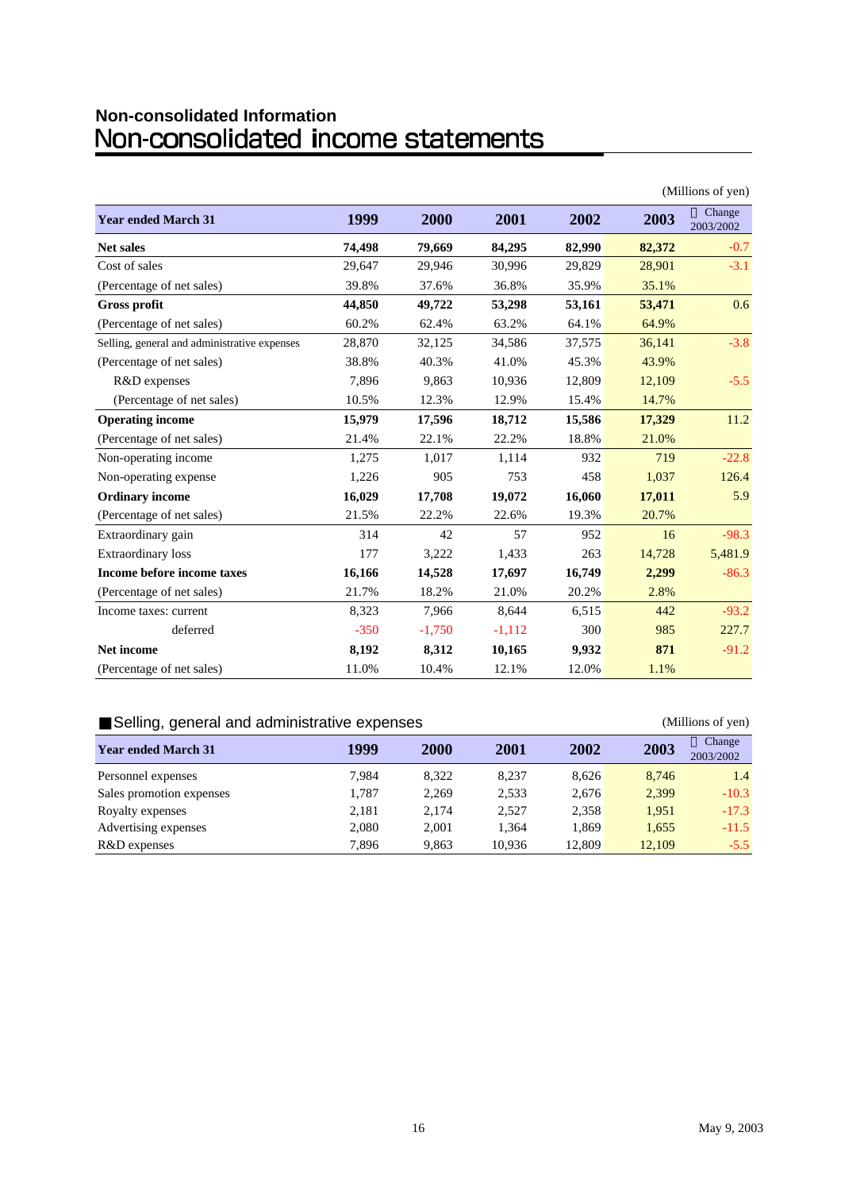## Non-consolidated Information
# Non-consolidated income statements

(Millions of yen)

| Year ended March 31 | 1999 | 2000 | 2001 | 2002 | 2003 | Change 2003/2002 |
|---|---|---|---|---|---|---|
| **Net sales** | **74,498** | **79,669** | **84,295** | **82,990** | **82,372** | -0.7 |
| Cost of sales | 29,647 | 29,946 | 30,996 | 29,829 | 28,901 | -3.1 |
| (Percentage of net sales) | 39.8% | 37.6% | 36.8% | 35.9% | 35.1% | |
| **Gross profit** | **44,850** | **49,722** | **53,298** | **53,161** | **53,471** | 0.6 |
| (Percentage of net sales) | 60.2% | 62.4% | 63.2% | 64.1% | 64.9% | |
| Selling, general and administrative expenses | 28,870 | 32,125 | 34,586 | 37,575 | 36,141 | -3.8 |
| (Percentage of net sales) | 38.8% | 40.3% | 41.0% | 45.3% | 43.9% | |
| R&D expenses | 7,896 | 9,863 | 10,936 | 12,809 | 12,109 | -5.5 |
| (Percentage of net sales) | 10.5% | 12.3% | 12.9% | 15.4% | 14.7% | |
| **Operating income** | **15,979** | **17,596** | **18,712** | **15,586** | **17,329** | 11.2 |
| (Percentage of net sales) | 21.4% | 22.1% | 22.2% | 18.8% | 21.0% | |
| Non-operating income | 1,275 | 1,017 | 1,114 | 932 | 719 | -22.8 |
| Non-operating expense | 1,226 | 905 | 753 | 458 | 1,037 | 126.4 |
| **Ordinary income** | **16,029** | **17,708** | **19,072** | **16,060** | **17,011** | 5.9 |
| (Percentage of net sales) | 21.5% | 22.2% | 22.6% | 19.3% | 20.7% | |
| Extraordinary gain | 314 | 42 | 57 | 952 | 16 | -98.3 |
| Extraordinary loss | 177 | 3,222 | 1,433 | 263 | 14,728 | 5,481.9 |
| **Income before income taxes** | **16,166** | **14,528** | **17,697** | **16,749** | **2,299** | -86.3 |
| (Percentage of net sales) | 21.7% | 18.2% | 21.0% | 20.2% | 2.8% | |
| Income taxes: current | 8,323 | 7,966 | 8,644 | 6,515 | 442 | -93.2 |
| deferred | -350 | -1,750 | -1,112 | 300 | 985 | 227.7 |
| **Net income** | **8,192** | **8,312** | **10,165** | **9,932** | **871** | -91.2 |
| (Percentage of net sales) | 11.0% | 10.4% | 12.1% | 12.0% | 1.1% | |

### ■Selling, general and administrative expenses

(Millions of yen)

| Year ended March 31 | 1999 | 2000 | 2001 | 2002 | 2003 | Change 2003/2002 |
|---|---|---|---|---|---|---|
| Personnel expenses | 7,984 | 8,322 | 8,237 | 8,626 | 8,746 | 1.4 |
| Sales promotion expenses | 1,787 | 2,269 | 2,533 | 2,676 | 2,399 | -10.3 |
| Royalty expenses | 2,181 | 2,174 | 2,527 | 2,358 | 1,951 | -17.3 |
| Advertising expenses | 2,080 | 2,001 | 1,364 | 1,869 | 1,655 | -11.5 |
| R&D expenses | 7,896 | 9,863 | 10,936 | 12,809 | 12,109 | -5.5 |

May 9, 2003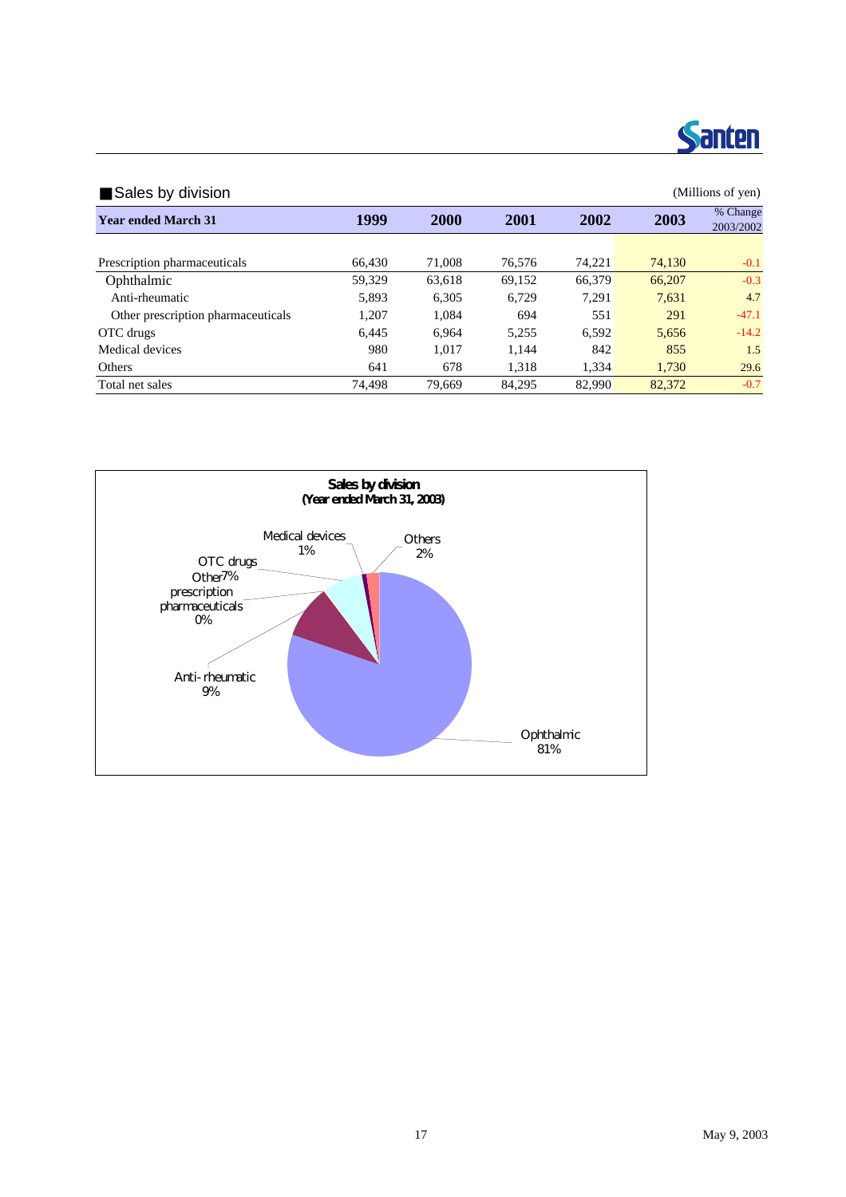## ■Sales by division

(Millions of yen)

| Year ended March 31 | 1999 | 2000 | 2001 | 2002 | 2003 | % Change 2003/2002 |
|---|---|---|---|---|---|---|
| Prescription pharmaceuticals | 66,430 | 71,008 | 76,576 | 74,221 | 74,130 | -0.1 |
| Ophthalmic | 59,329 | 63,618 | 69,152 | 66,379 | 66,207 | -0.3 |
| Anti-rheumatic | 5,893 | 6,305 | 6,729 | 7,291 | 7,631 | 4.7 |
| Other prescription pharmaceuticals | 1,207 | 1,084 | 694 | 551 | 291 | -47.1 |
| OTC drugs | 6,445 | 6,964 | 5,255 | 6,592 | 5,656 | -14.2 |
| Medical devices | 980 | 1,017 | 1,144 | 842 | 855 | 1.5 |
| Others | 641 | 678 | 1,318 | 1,334 | 1,730 | 29.6 |
| Total net sales | 74,498 | 79,669 | 84,295 | 82,990 | 82,372 | -0.7 |

**Sales by division (Year ended March 31, 2003)**

- Ophthalmic 81%
- Anti-rheumatic 9%
- Other prescription pharmaceuticals 0%
- OTC drugs 7%
- Medical devices 1%
- Others 2%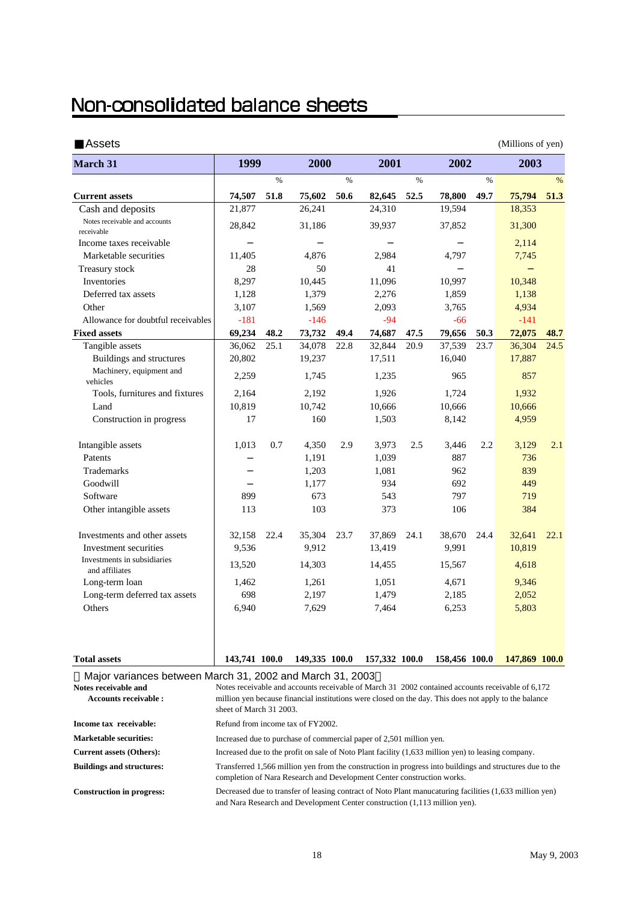# Non-consolidated balance sheets

■Assets (Millions of yen)

| March 31 | 1999 | | 2000 | | 2001 | | 2002 | | 2003 | |
|---|---|---|---|---|---|---|---|---|---|---|
| | | % | | % | | % | | % | | % |
| **Current assets** | **74,507** | **51.8** | **75,602** | **50.6** | **82,645** | **52.5** | **78,800** | **49.7** | **75,794** | **51.3** |
| Cash and deposits | 21,877 | | 26,241 | | 24,310 | | 19,594 | | 18,353 | |
| Notes receivable and accounts receivable | 28,842 | | 31,186 | | 39,937 | | 37,852 | | 31,300 | |
| Income taxes receivable | − | | − | | − | | − | | 2,114 | |
| Marketable securities | 11,405 | | 4,876 | | 2,984 | | 4,797 | | 7,745 | |
| Treasury stock | 28 | | 50 | | 41 | | − | | − | |
| Inventories | 8,297 | | 10,445 | | 11,096 | | 10,997 | | 10,348 | |
| Deferred tax assets | 1,128 | | 1,379 | | 2,276 | | 1,859 | | 1,138 | |
| Other | 3,107 | | 1,569 | | 2,093 | | 3,765 | | 4,934 | |
| Allowance for doubtful receivables | -181 | | -146 | | -94 | | -66 | | -141 | |
| **Fixed assets** | **69,234** | **48.2** | **73,732** | **49.4** | **74,687** | **47.5** | **79,656** | **50.3** | **72,075** | **48.7** |
| Tangible assets | 36,062 | 25.1 | 34,078 | 22.8 | 32,844 | 20.9 | 37,539 | 23.7 | 36,304 | 24.5 |
| Buildings and structures | 20,802 | | 19,237 | | 17,511 | | 16,040 | | 17,887 | |
| Machinery, equipment and vehicles | 2,259 | | 1,745 | | 1,235 | | 965 | | 857 | |
| Tools, furnitures and fixtures | 2,164 | | 2,192 | | 1,926 | | 1,724 | | 1,932 | |
| Land | 10,819 | | 10,742 | | 10,666 | | 10,666 | | 10,666 | |
| Construction in progress | 17 | | 160 | | 1,503 | | 8,142 | | 4,959 | |
| Intangible assets | 1,013 | 0.7 | 4,350 | 2.9 | 3,973 | 2.5 | 3,446 | 2.2 | 3,129 | 2.1 |
| Patents | − | | 1,191 | | 1,039 | | 887 | | 736 | |
| Trademarks | − | | 1,203 | | 1,081 | | 962 | | 839 | |
| Goodwill | − | | 1,177 | | 934 | | 692 | | 449 | |
| Software | 899 | | 673 | | 543 | | 797 | | 719 | |
| Other intangible assets | 113 | | 103 | | 373 | | 106 | | 384 | |
| Investments and other assets | 32,158 | 22.4 | 35,304 | 23.7 | 37,869 | 24.1 | 38,670 | 24.4 | 32,641 | 22.1 |
| Investment securities | 9,536 | | 9,912 | | 13,419 | | 9,991 | | 10,819 | |
| Investments in subsidiaries and affiliates | 13,520 | | 14,303 | | 14,455 | | 15,567 | | 4,618 | |
| Long-term loan | 1,462 | | 1,261 | | 1,051 | | 4,671 | | 9,346 | |
| Long-term deferred tax assets | 698 | | 2,197 | | 1,479 | | 2,185 | | 2,052 | |
| Others | 6,940 | | 7,629 | | 7,464 | | 6,253 | | 5,803 | |
| **Total assets** | **143,741** | **100.0** | **149,335** | **100.0** | **157,332** | **100.0** | **158,456** | **100.0** | **147,869** | **100.0** |

Major variances between March 31, 2002 and March 31, 2003

| | |
|---|---|
| **Notes receivable and Accounts receivable :** | Notes receivable and accounts receivable of March 31 2002 contained accounts receivable of 6,172 million yen because financial institutions were closed on the day. This does not apply to the balance sheet of March 31 2003. |
| **Income tax receivable:** | Refund from income tax of FY2002. |
| **Marketable securities:** | Increased due to purchase of commercial paper of 2,501 million yen. |
| **Current assets (Others):** | Increased due to the profit on sale of Noto Plant facility (1,633 million yen) to leasing company. |
| **Buildings and structures:** | Transferred 1,566 million yen from the construction in progress into buildings and structures due to the completion of Nara Research and Development Center construction works. |
| **Construction in progress:** | Decreased due to transfer of leasing contract of Noto Plant manucaturing facilities (1,633 million yen) and Nara Research and Development Center construction (1,113 million yen). |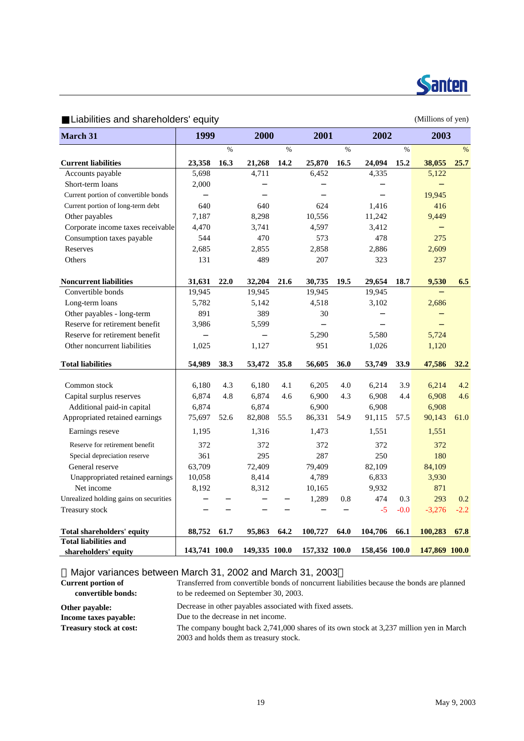## ■Liabilities and shareholders' equity

(Millions of yen)

| March 31 | 1999 | | 2000 | | 2001 | | 2002 | | 2003 | |
|---|---|---|---|---|---|---|---|---|---|---|
| | | % | | % | | % | | % | | % |
| **Current liabilities** | **23,358** | **16.3** | **21,268** | **14.2** | **25,870** | **16.5** | **24,094** | **15.2** | **38,055** | **25.7** |
| Accounts payable | 5,698 | | 4,711 | | 6,452 | | 4,335 | | 5,122 | |
| Short-term loans | 2,000 | | − | | − | | − | | − | |
| Current portion of convertible bonds | − | | − | | − | | − | | 19,945 | |
| Current portion of long-term debt | 640 | | 640 | | 624 | | 1,416 | | 416 | |
| Other payables | 7,187 | | 8,298 | | 10,556 | | 11,242 | | 9,449 | |
| Corporate income taxes receivable | 4,470 | | 3,741 | | 4,597 | | 3,412 | | − | |
| Consumption taxes payable | 544 | | 470 | | 573 | | 478 | | 275 | |
| Reserves | 2,685 | | 2,855 | | 2,858 | | 2,886 | | 2,609 | |
| Others | 131 | | 489 | | 207 | | 323 | | 237 | |
| **Noncurrent liabilities** | **31,631** | **22.0** | **32,204** | **21.6** | **30,735** | **19.5** | **29,654** | **18.7** | **9,530** | **6.5** |
| Convertible bonds | 19,945 | | 19,945 | | 19,945 | | 19,945 | | − | |
| Long-term loans | 5,782 | | 5,142 | | 4,518 | | 3,102 | | 2,686 | |
| Other payables - long-term | 891 | | 389 | | 30 | | − | | − | |
| Reserve for retirement benefit | 3,986 | | 5,599 | | − | | − | | − | |
| Reserve for retirement benefit | − | | − | | 5,290 | | 5,580 | | 5,724 | |
| Other noncurrent liabilities | 1,025 | | 1,127 | | 951 | | 1,026 | | 1,120 | |
| **Total liabilities** | **54,989** | **38.3** | **53,472** | **35.8** | **56,605** | **36.0** | **53,749** | **33.9** | **47,586** | **32.2** |
| Common stock | 6,180 | 4.3 | 6,180 | 4.1 | 6,205 | 4.0 | 6,214 | 3.9 | 6,214 | 4.2 |
| Capital surplus reserves | 6,874 | 4.8 | 6,874 | 4.6 | 6,900 | 4.3 | 6,908 | 4.4 | 6,908 | 4.6 |
| Additional paid-in capital | 6,874 | | 6,874 | | 6,900 | | 6,908 | | 6,908 | |
| Appropriated retained earnings | 75,697 | 52.6 | 82,808 | 55.5 | 86,331 | 54.9 | 91,115 | 57.5 | 90,143 | 61.0 |
| Earnings reseve | 1,195 | | 1,316 | | 1,473 | | 1,551 | | 1,551 | |
| Reserve for retirement benefit | 372 | | 372 | | 372 | | 372 | | 372 | |
| Special depreciation reserve | 361 | | 295 | | 287 | | 250 | | 180 | |
| General reserve | 63,709 | | 72,409 | | 79,409 | | 82,109 | | 84,109 | |
| Unappropriated retained earnings | 10,058 | | 8,414 | | 4,789 | | 6,833 | | 3,930 | |
| Net income | 8,192 | | 8,312 | | 10,165 | | 9,932 | | 871 | |
| Unrealized holding gains on securities | − | − | − | − | 1,289 | 0.8 | 474 | 0.3 | 293 | 0.2 |
| Treasury stock | − | − | − | − | − | − | -5 | -0.0 | -3,276 | -2.2 |
| **Total shareholders' equity** | **88,752** | **61.7** | **95,863** | **64.2** | **100,727** | **64.0** | **104,706** | **66.1** | **100,283** | **67.8** |
| **Total liabilities and shareholders' equity** | **143,741** | **100.0** | **149,335** | **100.0** | **157,332** | **100.0** | **158,456** | **100.0** | **147,869** | **100.0** |

【Major variances between March 31, 2002 and March 31, 2003】

**Current portion of convertible bonds:** Transferred from convertible bonds of noncurrent liabilities because the bonds are planned to be redeemed on September 30, 2003.

**Other payable:** Decrease in other payables associated with fixed assets.

**Income taxes payable:** Due to the decrease in net income.

**Treasury stock at cost:** The company bought back 2,741,000 shares of its own stock at 3,237 million yen in March 2003 and holds them as treasury stock.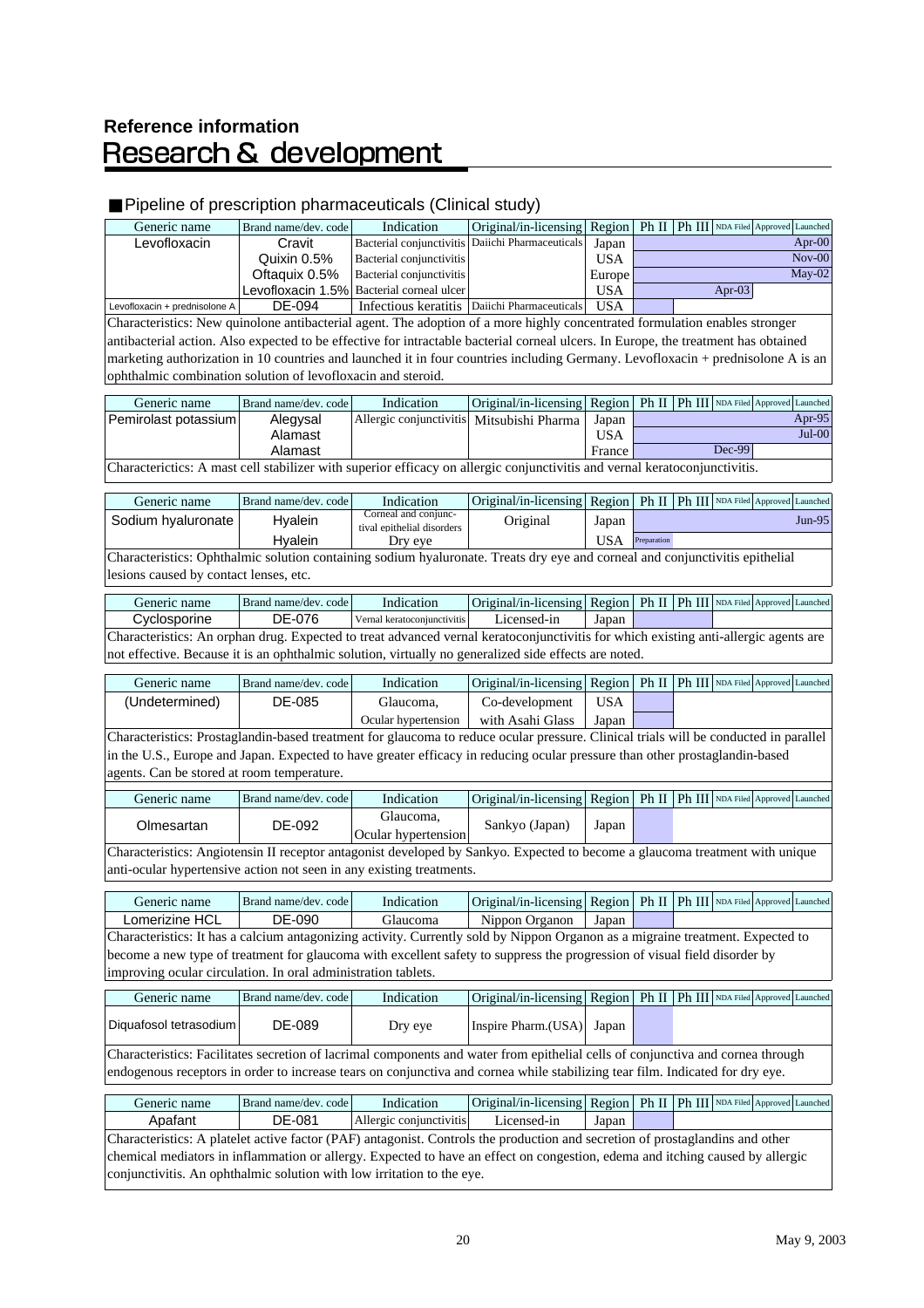## Reference information

# Research & development

### ■Pipeline of prescription pharmaceuticals (Clinical study)

| Generic name | Brand name/dev. code | Indication | Original/in-licensing | Region | Ph II | Ph III | NDA Filed | Approved | Launched |
|---|---|---|---|---|---|---|---|---|---|
| Levofloxacin | Cravit | Bacterial conjunctivitis | Daiichi Pharmaceuticals | Japan | | | | | Apr-00 |
| | Quixin 0.5% | Bacterial conjunctivitis | | USA | | | | | Nov-00 |
| | Oftaquix 0.5% | Bacterial conjunctivitis | | Europe | | | | | May-02 |
| | Levofloxacin 1.5% | Bacterial corneal ulcer | | USA | | | Apr-03 | | |
| Levofloxacin + prednisolone A | DE-094 | Infectious keratitis | Daiichi Pharmaceuticals | USA | | | | | |

Characteristics: New quinolone antibacterial agent. The adoption of a more highly concentrated formulation enables stronger antibacterial action. Also expected to be effective for intractable bacterial corneal ulcers. In Europe, the treatment has obtained marketing authorization in 10 countries and launched it in four countries including Germany. Levofloxacin + prednisolone A is an ophthalmic combination solution of levofloxacin and steroid.

| Generic name | Brand name/dev. code | Indication | Original/in-licensing | Region | Ph II | Ph III | NDA Filed | Approved | Launched |
|---|---|---|---|---|---|---|---|---|---|
| Pemirolast potassium | Alegysal | Allergic conjunctivitis | Mitsubishi Pharma | Japan | | | | | Apr-95 |
| | Alamast | | | USA | | | | | Jul-00 |
| | Alamast | | | France | | | Dec-99 | | |

Characterictics: A mast cell stabilizer with superior efficacy on allergic conjunctivitis and vernal keratoconjunctivitis.

| Generic name | Brand name/dev. code | Indication | Original/in-licensing | Region | Ph II | Ph III | NDA Filed | Approved | Launched |
|---|---|---|---|---|---|---|---|---|---|
| Sodium hyaluronate | Hyalein | Corneal and conjunctival epithelial disorders | Original | Japan | | | | | Jun-95 |
| | Hyalein | Dry eye | | USA | Preparation | | | | |

Characteristics: Ophthalmic solution containing sodium hyaluronate. Treats dry eye and corneal and conjunctivitis epithelial lesions caused by contact lenses, etc.

| Generic name | Brand name/dev. code | Indication | Original/in-licensing | Region | Ph II | Ph III | NDA Filed | Approved | Launched |
|---|---|---|---|---|---|---|---|---|---|
| Cyclosporine | DE-076 | Vernal keratoconjunctivitis | Licensed-in | Japan | | | | | |

Characteristics: An orphan drug. Expected to treat advanced vernal keratoconjunctivitis for which existing anti-allergic agents are not effective. Because it is an ophthalmic solution, virtually no generalized side effects are noted.

| Generic name | Brand name/dev. code | Indication | Original/in-licensing | Region | Ph II | Ph III | NDA Filed | Approved | Launched |
|---|---|---|---|---|---|---|---|---|---|
| (Undetermined) | DE-085 | Glaucoma, | Co-development | USA | | | | | |
| | | Ocular hypertension | with Asahi Glass | Japan | | | | | |

Characteristics: Prostaglandin-based treatment for glaucoma to reduce ocular pressure. Clinical trials will be conducted in parallel in the U.S., Europe and Japan. Expected to have greater efficacy in reducing ocular pressure than other prostaglandin-based agents. Can be stored at room temperature.

| Generic name | Brand name/dev. code | Indication | Original/in-licensing | Region | Ph II | Ph III | NDA Filed | Approved | Launched |
|---|---|---|---|---|---|---|---|---|---|
| Olmesartan | DE-092 | Glaucoma, Ocular hypertension | Sankyo (Japan) | Japan | | | | | |

Characteristics: Angiotensin II receptor antagonist developed by Sankyo. Expected to become a glaucoma treatment with unique anti-ocular hypertensive action not seen in any existing treatments.

| Generic name | Brand name/dev. code | Indication | Original/in-licensing | Region | Ph II | Ph III | NDA Filed | Approved | Launched |
|---|---|---|---|---|---|---|---|---|---|
| Lomerizine HCL | DE-090 | Glaucoma | Nippon Organon | Japan | | | | | |

Characteristics: It has a calcium antagonizing activity. Currently sold by Nippon Organon as a migraine treatment. Expected to become a new type of treatment for glaucoma with excellent safety to suppress the progression of visual field disorder by improving ocular circulation. In oral administration tablets.

| Generic name | Brand name/dev. code | Indication | Original/in-licensing | Region | Ph II | Ph III | NDA Filed | Approved | Launched |
|---|---|---|---|---|---|---|---|---|---|
| Diquafosol tetrasodium | DE-089 | Dry eye | Inspire Pharm.(USA) | Japan | | | | | |

Characteristics: Facilitates secretion of lacrimal components and water from epithelial cells of conjunctiva and cornea through endogenous receptors in order to increase tears on conjunctiva and cornea while stabilizing tear film. Indicated for dry eye.

| Generic name | Brand name/dev. code | Indication | Original/in-licensing | Region | Ph II | Ph III | NDA Filed | Approved | Launched |
|---|---|---|---|---|---|---|---|---|---|
| Apafant | DE-081 | Allergic conjunctivitis | Licensed-in | Japan | | | | | |

Characteristics: A platelet active factor (PAF) antagonist. Controls the production and secretion of prostaglandins and other chemical mediators in inflammation or allergy. Expected to have an effect on congestion, edema and itching caused by allergic conjunctivitis. An ophthalmic solution with low irritation to the eye.

May 9, 2003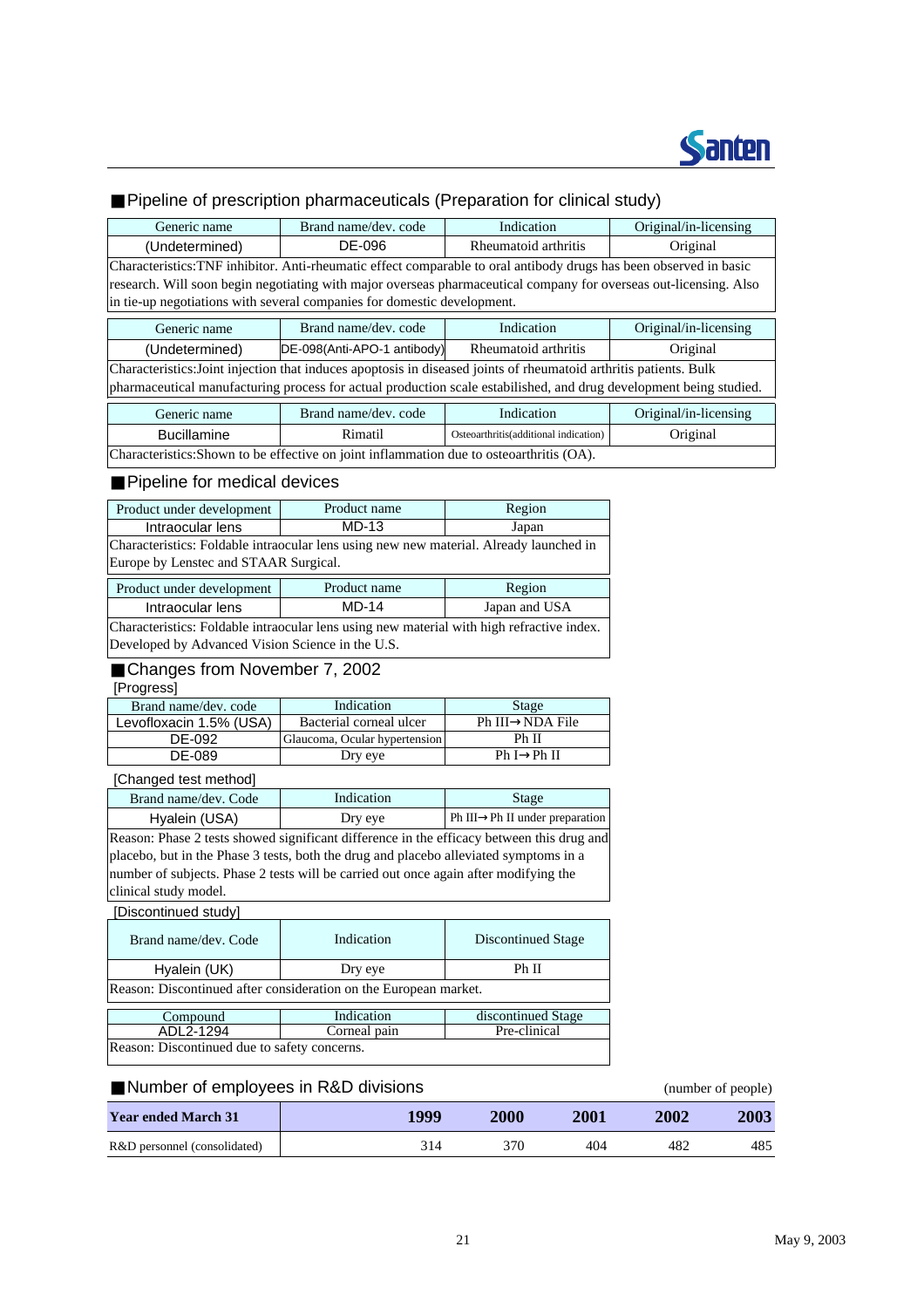## ■Pipeline of prescription pharmaceuticals (Preparation for clinical study)

| Generic name | Brand name/dev. code | Indication | Original/in-licensing |
|---|---|---|---|
| (Undetermined) | DE-096 | Rheumatoid arthritis | Original |

Characteristics:TNF inhibitor. Anti-rheumatic effect comparable to oral antibody drugs has been observed in basic research. Will soon begin negotiating with major overseas pharmaceutical company for overseas out-licensing. Also in tie-up negotiations with several companies for domestic development.

| Generic name | Brand name/dev. code | Indication | Original/in-licensing |
|---|---|---|---|
| (Undetermined) | DE-098(Anti-APO-1 antibody) | Rheumatoid arthritis | Original |

Characteristics:Joint injection that induces apoptosis in diseased joints of rheumatoid arthritis patients. Bulk pharmaceutical manufacturing process for actual production scale estabilished, and drug development being studied.

| Generic name | Brand name/dev. code | Indication | Original/in-licensing |
|---|---|---|---|
| Bucillamine | Rimatil | Osteoarthritis(additional indication) | Original |

Characteristics:Shown to be effective on joint inflammation due to osteoarthritis (OA).

## ■Pipeline for medical devices

| Product under development | Product name | Region |
|---|---|---|
| Intraocular lens | MD-13 | Japan |

Characteristics: Foldable intraocular lens using new new material. Already launched in Europe by Lenstec and STAAR Surgical.

| Product under development | Product name | Region |
|---|---|---|
| Intraocular lens | MD-14 | Japan and USA |

Characteristics: Foldable intraocular lens using new material with high refractive index. Developed by Advanced Vision Science in the U.S.

## ■Changes from November 7, 2002

[Progress]

| Brand name/dev. code | Indication | Stage |
|---|---|---|
| Levofloxacin 1.5% (USA) | Bacterial corneal ulcer | Ph III→ NDA File |
| DE-092 | Glaucoma, Ocular hypertension | Ph II |
| DE-089 | Dry eye | Ph I→ Ph II |

[Changed test method]

| Brand name/dev. Code | Indication | Stage |
|---|---|---|
| Hyalein (USA) | Dry eye | Ph III→ Ph II under preparation |

Reason: Phase 2 tests showed significant difference in the efficacy between this drug and placebo, but in the Phase 3 tests, both the drug and placebo alleviated symptoms in a number of subjects. Phase 2 tests will be carried out once again after modifying the clinical study model.

[Discontinued study]

| Brand name/dev. Code | Indication | Discontinued Stage |
|---|---|---|
| Hyalein (UK) | Dry eye | Ph II |

Reason: Discontinued after consideration on the European market.

| Compound | Indication | discontinued Stage |
|---|---|---|
| ADL2-1294 | Corneal pain | Pre-clinical |

Reason: Discontinued due to safety concerns.

## ■Number of employees in R&D divisions

(number of people)

| Year ended March 31 | 1999 | 2000 | 2001 | 2002 | 2003 |
|---|---|---|---|---|---|
| R&D personnel (consolidated) | 314 | 370 | 404 | 482 | 485 |

May 9, 2003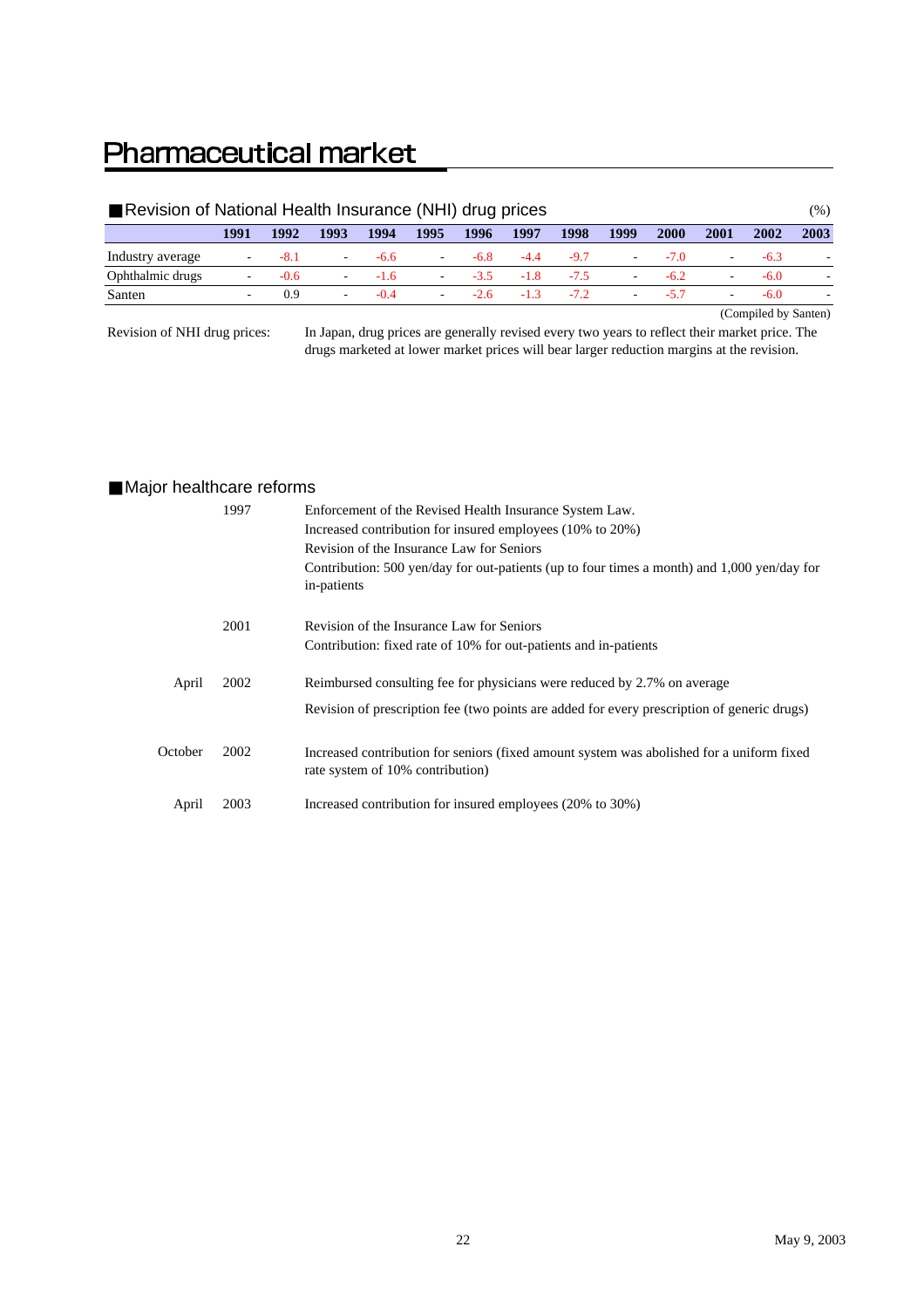# Pharmaceutical market

## ■Revision of National Health Insurance (NHI) drug prices

(%)

| | 1991 | 1992 | 1993 | 1994 | 1995 | 1996 | 1997 | 1998 | 1999 | 2000 | 2001 | 2002 | 2003 |
|---|---|---|---|---|---|---|---|---|---|---|---|---|---|
| Industry average | - | -8.1 | - | -6.6 | - | -6.8 | -4.4 | -9.7 | - | -7.0 | - | -6.3 | - |
| Ophthalmic drugs | - | -0.6 | - | -1.6 | - | -3.5 | -1.8 | -7.5 | - | -6.2 | - | -6.0 | - |
| Santen | - | 0.9 | - | -0.4 | - | -2.6 | -1.3 | -7.2 | - | -5.7 | - | -6.0 | - |

(Compiled by Santen)

Revision of NHI drug prices: In Japan, drug prices are generally revised every two years to reflect their market price. The drugs marketed at lower market prices will bear larger reduction margins at the revision.

## ■Major healthcare reforms

| | | |
|---|---|---|
| | 1997 | Enforcement of the Revised Health Insurance System Law.<br>Increased contribution for insured employees (10% to 20%)<br>Revision of the Insurance Law for Seniors<br>Contribution: 500 yen/day for out-patients (up to four times a month) and 1,000 yen/day for in-patients |
| | 2001 | Revision of the Insurance Law for Seniors<br>Contribution: fixed rate of 10% for out-patients and in-patients |
| April | 2002 | Reimbursed consulting fee for physicians were reduced by 2.7% on average<br>Revision of prescription fee (two points are added for every prescription of generic drugs) |
| October | 2002 | Increased contribution for seniors (fixed amount system was abolished for a uniform fixed rate system of 10% contribution) |
| April | 2003 | Increased contribution for insured employees (20% to 30%) |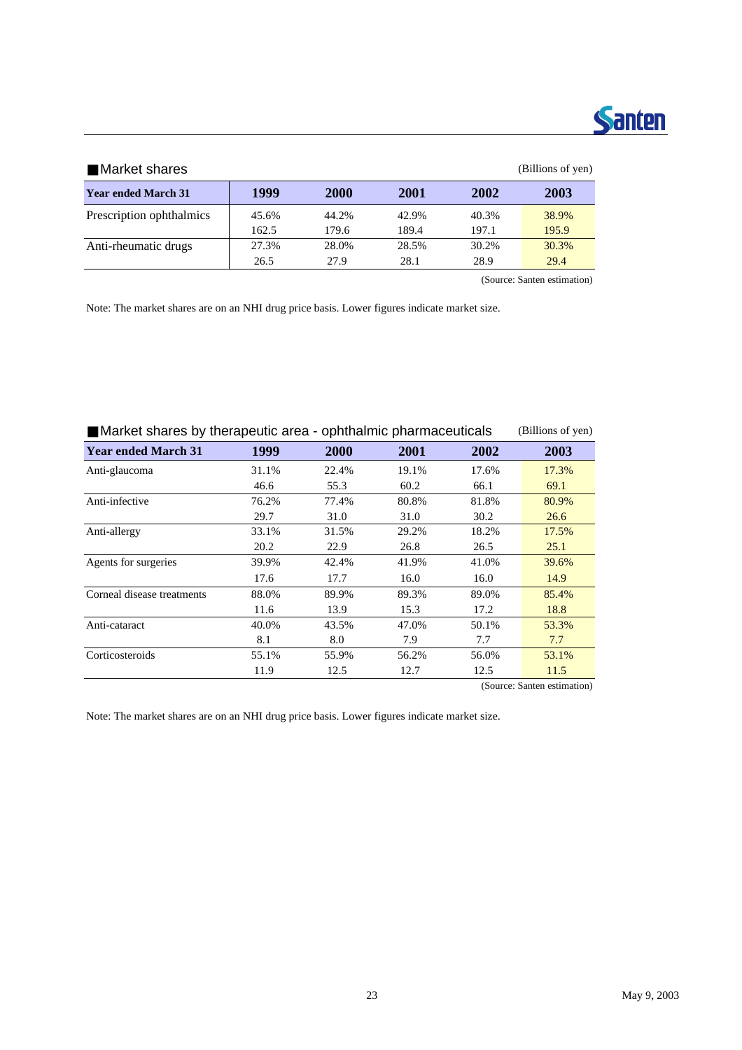## ■Market shares

(Billions of yen)

| Year ended March 31 | 1999 | 2000 | 2001 | 2002 | 2003 |
|---|---|---|---|---|---|
| Prescription ophthalmics | 45.6% | 44.2% | 42.9% | 40.3% | 38.9% |
| | 162.5 | 179.6 | 189.4 | 197.1 | 195.9 |
| Anti-rheumatic drugs | 27.3% | 28.0% | 28.5% | 30.2% | 30.3% |
| | 26.5 | 27.9 | 28.1 | 28.9 | 29.4 |

(Source: Santen estimation)

Note: The market shares are on an NHI drug price basis. Lower figures indicate market size.

## ■Market shares by therapeutic area - ophthalmic pharmaceuticals

(Billions of yen)

| Year ended March 31 | 1999 | 2000 | 2001 | 2002 | 2003 |
|---|---|---|---|---|---|
| Anti-glaucoma | 31.1% | 22.4% | 19.1% | 17.6% | 17.3% |
| | 46.6 | 55.3 | 60.2 | 66.1 | 69.1 |
| Anti-infective | 76.2% | 77.4% | 80.8% | 81.8% | 80.9% |
| | 29.7 | 31.0 | 31.0 | 30.2 | 26.6 |
| Anti-allergy | 33.1% | 31.5% | 29.2% | 18.2% | 17.5% |
| | 20.2 | 22.9 | 26.8 | 26.5 | 25.1 |
| Agents for surgeries | 39.9% | 42.4% | 41.9% | 41.0% | 39.6% |
| | 17.6 | 17.7 | 16.0 | 16.0 | 14.9 |
| Corneal disease treatments | 88.0% | 89.9% | 89.3% | 89.0% | 85.4% |
| | 11.6 | 13.9 | 15.3 | 17.2 | 18.8 |
| Anti-cataract | 40.0% | 43.5% | 47.0% | 50.1% | 53.3% |
| | 8.1 | 8.0 | 7.9 | 7.7 | 7.7 |
| Corticosteroids | 55.1% | 55.9% | 56.2% | 56.0% | 53.1% |
| | 11.9 | 12.5 | 12.7 | 12.5 | 11.5 |

(Source: Santen estimation)

Note: The market shares are on an NHI drug price basis. Lower figures indicate market size.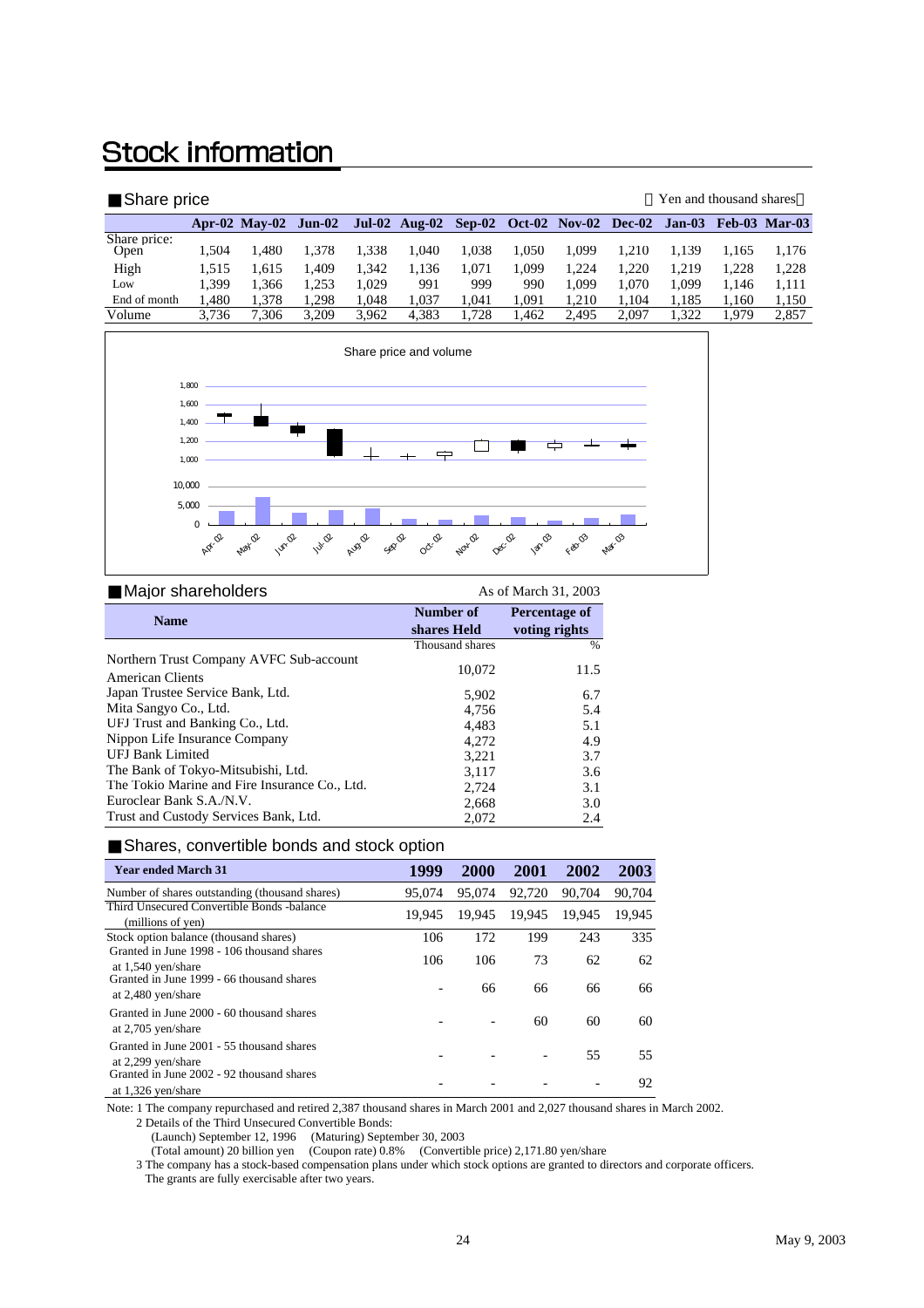# Stock information

## ■Share price

（Yen and thousand shares）

| | Apr-02 | May-02 | Jun-02 | Jul-02 | Aug-02 | Sep-02 | Oct-02 | Nov-02 | Dec-02 | Jan-03 | Feb-03 | Mar-03 |
|---|---|---|---|---|---|---|---|---|---|---|---|---|
| Share price: Open | 1,504 | 1,480 | 1,378 | 1,338 | 1,040 | 1,038 | 1,050 | 1,099 | 1,210 | 1,139 | 1,165 | 1,176 |
| High | 1,515 | 1,615 | 1,409 | 1,342 | 1,136 | 1,071 | 1,099 | 1,224 | 1,220 | 1,219 | 1,228 | 1,228 |
| Low | 1,399 | 1,366 | 1,253 | 1,029 | 991 | 999 | 990 | 1,099 | 1,070 | 1,099 | 1,146 | 1,111 |
| End of month | 1,480 | 1,378 | 1,298 | 1,048 | 1,037 | 1,041 | 1,091 | 1,210 | 1,104 | 1,185 | 1,160 | 1,150 |
| Volume | 3,736 | 7,306 | 3,209 | 3,962 | 4,383 | 1,728 | 1,462 | 2,495 | 2,097 | 1,322 | 1,979 | 2,857 |

Share price and volume

## ■Major shareholders

As of March 31, 2003

| Name | Number of shares Held | Percentage of voting rights |
|---|---|---|
| | Thousand shares | % |
| Northern Trust Company AVFC Sub-account American Clients | 10,072 | 11.5 |
| Japan Trustee Service Bank, Ltd. | 5,902 | 6.7 |
| Mita Sangyo Co., Ltd. | 4,756 | 5.4 |
| UFJ Trust and Banking Co., Ltd. | 4,483 | 5.1 |
| Nippon Life Insurance Company | 4,272 | 4.9 |
| UFJ Bank Limited | 3,221 | 3.7 |
| The Bank of Tokyo-Mitsubishi, Ltd. | 3,117 | 3.6 |
| The Tokio Marine and Fire Insurance Co., Ltd. | 2,724 | 3.1 |
| Euroclear Bank S.A./N.V. | 2,668 | 3.0 |
| Trust and Custody Services Bank, Ltd. | 2,072 | 2.4 |

## ■Shares, convertible bonds and stock option

| Year ended March 31 | 1999 | 2000 | 2001 | 2002 | 2003 |
|---|---|---|---|---|---|
| Number of shares outstanding (thousand shares) | 95,074 | 95,074 | 92,720 | 90,704 | 90,704 |
| Third Unsecured Convertible Bonds -balance (millions of yen) | 19,945 | 19,945 | 19,945 | 19,945 | 19,945 |
| Stock option balance (thousand shares) | 106 | 172 | 199 | 243 | 335 |
| Granted in June 1998 - 106 thousand shares at 1,540 yen/share | 106 | 106 | 73 | 62 | 62 |
| Granted in June 1999 - 66 thousand shares at 2,480 yen/share | - | 66 | 66 | 66 | 66 |
| Granted in June 2000 - 60 thousand shares at 2,705 yen/share | - | - | 60 | 60 | 60 |
| Granted in June 2001 - 55 thousand shares at 2,299 yen/share | - | - | - | 55 | 55 |
| Granted in June 2002 - 92 thousand shares at 1,326 yen/share | - | - | - | - | 92 |

Note: 1 The company repurchased and retired 2,387 thousand shares in March 2001 and 2,027 thousand shares in March 2002.

2 Details of the Third Unsecured Convertible Bonds:

(Launch) September 12, 1996　(Maturing) September 30, 2003

(Total amount) 20 billion yen　(Coupon rate) 0.8%　(Convertible price) 2,171.80 yen/share

3 The company has a stock-based compensation plans under which stock options are granted to directors and corporate officers. The grants are fully exercisable after two years.

May 9, 2003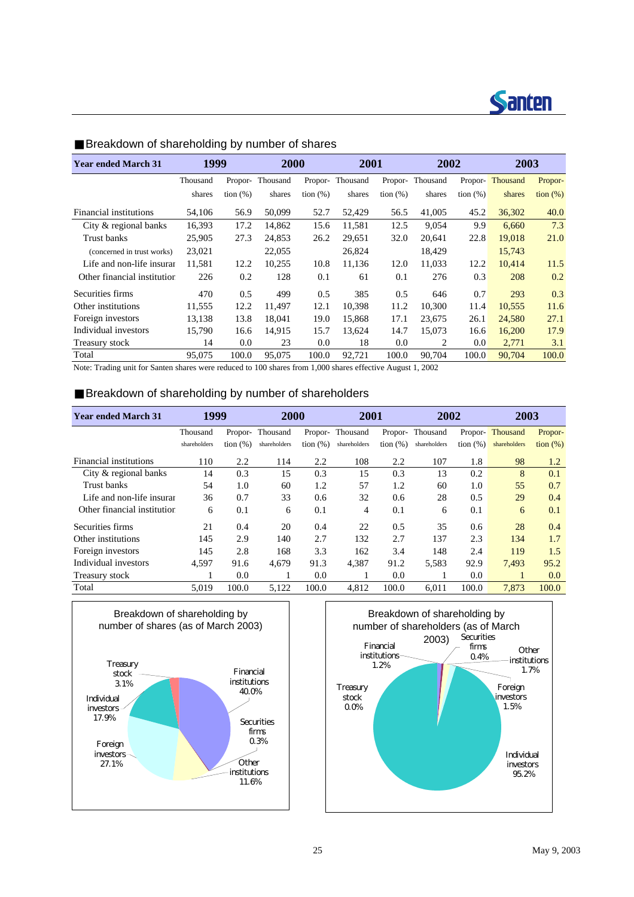## ■Breakdown of shareholding by number of shares

| Year ended March 31 | 1999 | | 2000 | | 2001 | | 2002 | | 2003 | |
|---|---|---|---|---|---|---|---|---|---|---|
| | Thousand shares | Propor-tion (%) | Thousand shares | Propor-tion (%) | Thousand shares | Propor-tion (%) | Thousand shares | Propor-tion (%) | Thousand shares | Propor-tion (%) |
| Financial institutions | 54,106 | 56.9 | 50,099 | 52.7 | 52,429 | 56.5 | 41,005 | 45.2 | 36,302 | 40.0 |
| City & regional banks | 16,393 | 17.2 | 14,862 | 15.6 | 11,581 | 12.5 | 9,054 | 9.9 | 6,660 | 7.3 |
| Trust banks | 25,905 | 27.3 | 24,853 | 26.2 | 29,651 | 32.0 | 20,641 | 22.8 | 19,018 | 21.0 |
| (concerned in trust works) | 23,021 | | 22,055 | | 26,824 | | 18,429 | | 15,743 | |
| Life and non-life insurar | 11,581 | 12.2 | 10,255 | 10.8 | 11,136 | 12.0 | 11,033 | 12.2 | 10,414 | 11.5 |
| Other financial institutior | 226 | 0.2 | 128 | 0.1 | 61 | 0.1 | 276 | 0.3 | 208 | 0.2 |
| Securities firms | 470 | 0.5 | 499 | 0.5 | 385 | 0.5 | 646 | 0.7 | 293 | 0.3 |
| Other institutions | 11,555 | 12.2 | 11,497 | 12.1 | 10,398 | 11.2 | 10,300 | 11.4 | 10,555 | 11.6 |
| Foreign investors | 13,138 | 13.8 | 18,041 | 19.0 | 15,868 | 17.1 | 23,675 | 26.1 | 24,580 | 27.1 |
| Individual investors | 15,790 | 16.6 | 14,915 | 15.7 | 13,624 | 14.7 | 15,073 | 16.6 | 16,200 | 17.9 |
| Treasury stock | 14 | 0.0 | 23 | 0.0 | 18 | 0.0 | 2 | 0.0 | 2,771 | 3.1 |
| Total | 95,075 | 100.0 | 95,075 | 100.0 | 92,721 | 100.0 | 90,704 | 100.0 | 90,704 | 100.0 |

Note: Trading unit for Santen shares were reduced to 100 shares from 1,000 shares effective August 1, 2002

## ■Breakdown of shareholding by number of shareholders

| Year ended March 31 | 1999 | | 2000 | | 2001 | | 2002 | | 2003 | |
|---|---|---|---|---|---|---|---|---|---|---|
| | Thousand shareholders | Propor-tion (%) | Thousand shareholders | Propor-tion (%) | Thousand shareholders | Propor-tion (%) | Thousand shareholders | Propor-tion (%) | Thousand shareholders | Propor-tion (%) |
| Financial institutions | 110 | 2.2 | 114 | 2.2 | 108 | 2.2 | 107 | 1.8 | 98 | 1.2 |
| City & regional banks | 14 | 0.3 | 15 | 0.3 | 15 | 0.3 | 13 | 0.2 | 8 | 0.1 |
| Trust banks | 54 | 1.0 | 60 | 1.2 | 57 | 1.2 | 60 | 1.0 | 55 | 0.7 |
| Life and non-life insurar | 36 | 0.7 | 33 | 0.6 | 32 | 0.6 | 28 | 0.5 | 29 | 0.4 |
| Other financial institutior | 6 | 0.1 | 6 | 0.1 | 4 | 0.1 | 6 | 0.1 | 6 | 0.1 |
| Securities firms | 21 | 0.4 | 20 | 0.4 | 22 | 0.5 | 35 | 0.6 | 28 | 0.4 |
| Other institutions | 145 | 2.9 | 140 | 2.7 | 132 | 2.7 | 137 | 2.3 | 134 | 1.7 |
| Foreign investors | 145 | 2.8 | 168 | 3.3 | 162 | 3.4 | 148 | 2.4 | 119 | 1.5 |
| Individual investors | 4,597 | 91.6 | 4,679 | 91.3 | 4,387 | 91.2 | 5,583 | 92.9 | 7,493 | 95.2 |
| Treasury stock | 1 | 0.0 | 1 | 0.0 | 1 | 0.0 | 1 | 0.0 | 1 | 0.0 |
| Total | 5,019 | 100.0 | 5,122 | 100.0 | 4,812 | 100.0 | 6,011 | 100.0 | 7,873 | 100.0 |

Breakdown of shareholding by number of shares (as of March 2003)

Financial institutions 40.0%; Securities firms 0.3%; Other institutions 11.6%; Foreign investors 27.1%; Individual investors 17.9%; Treasury stock 3.1%

Breakdown of shareholding by number of shareholders (as of March 2003)

Financial institutions 1.2%; Securities firms 0.4%; Other institutions 1.7%; Foreign investors 1.5%; Individual investors 95.2%; Treasury stock 0.0%

May 9, 2003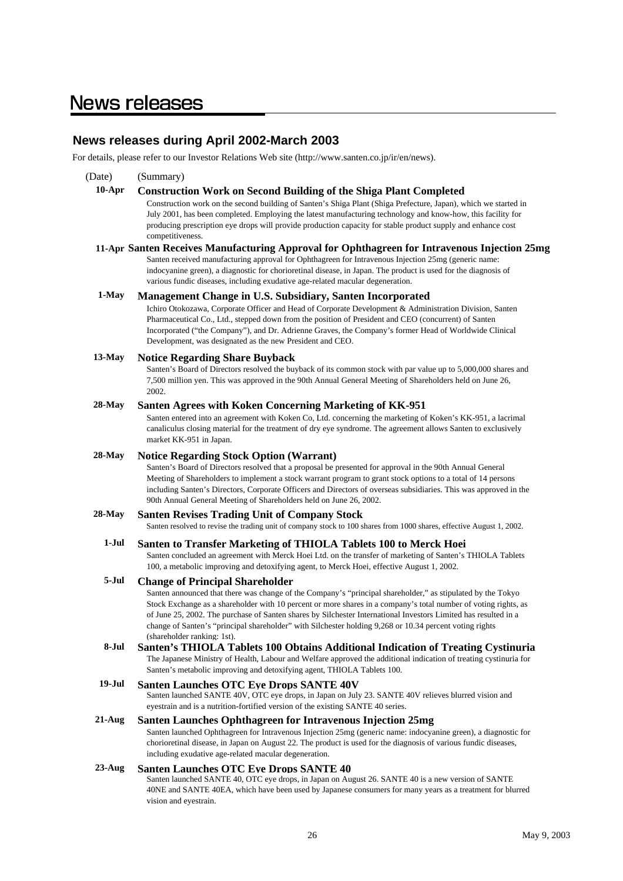# News releases

## News releases during April 2002-March 2003

For details, please refer to our Investor Relations Web site (http://www.santen.co.jp/ir/en/news).

(Date) (Summary)

**10-Apr** **Construction Work on Second Building of the Shiga Plant Completed**

Construction work on the second building of Santen's Shiga Plant (Shiga Prefecture, Japan), which we started in July 2001, has been completed. Employing the latest manufacturing technology and know-how, this facility for producing prescription eye drops will provide production capacity for stable product supply and enhance cost competitiveness.

**11-Apr** **Santen Receives Manufacturing Approval for Ophthagreen for Intravenous Injection 25mg**

Santen received manufacturing approval for Ophthagreen for Intravenous Injection 25mg (generic name: indocyanine green), a diagnostic for chorioretinal disease, in Japan. The product is used for the diagnosis of various fundic diseases, including exudative age-related macular degeneration.

**1-May** **Management Change in U.S. Subsidiary, Santen Incorporated**

Ichiro Otokozawa, Corporate Officer and Head of Corporate Development & Administration Division, Santen Pharmaceutical Co., Ltd., stepped down from the position of President and CEO (concurrent) of Santen Incorporated ("the Company"), and Dr. Adrienne Graves, the Company's former Head of Worldwide Clinical Development, was designated as the new President and CEO.

**13-May** **Notice Regarding Share Buyback**

Santen's Board of Directors resolved the buyback of its common stock with par value up to 5,000,000 shares and 7,500 million yen. This was approved in the 90th Annual General Meeting of Shareholders held on June 26, 2002.

**28-May** **Santen Agrees with Koken Concerning Marketing of KK-951**

Santen entered into an agreement with Koken Co, Ltd. concerning the marketing of Koken's KK-951, a lacrimal canaliculus closing material for the treatment of dry eye syndrome. The agreement allows Santen to exclusively market KK-951 in Japan.

**28-May** **Notice Regarding Stock Option (Warrant)**

Santen's Board of Directors resolved that a proposal be presented for approval in the 90th Annual General Meeting of Shareholders to implement a stock warrant program to grant stock options to a total of 14 persons including Santen's Directors, Corporate Officers and Directors of overseas subsidiaries. This was approved in the 90th Annual General Meeting of Shareholders held on June 26, 2002.

**28-May** **Santen Revises Trading Unit of Company Stock**

Santen resolved to revise the trading unit of company stock to 100 shares from 1000 shares, effective August 1, 2002.

**1-Jul** **Santen to Transfer Marketing of THIOLA Tablets 100 to Merck Hoei**

Santen concluded an agreement with Merck Hoei Ltd. on the transfer of marketing of Santen's THIOLA Tablets 100, a metabolic improving and detoxifying agent, to Merck Hoei, effective August 1, 2002.

**5-Jul** **Change of Principal Shareholder**

Santen announced that there was change of the Company's "principal shareholder," as stipulated by the Tokyo Stock Exchange as a shareholder with 10 percent or more shares in a company's total number of voting rights, as of June 25, 2002. The purchase of Santen shares by Silchester International Investors Limited has resulted in a change of Santen's "principal shareholder" with Silchester holding 9,268 or 10.34 percent voting rights (shareholder ranking: 1st).

**8-Jul** **Santen's THIOLA Tablets 100 Obtains Additional Indication of Treating Cystinuria**

The Japanese Ministry of Health, Labour and Welfare approved the additional indication of treating cystinuria for Santen's metabolic improving and detoxifying agent, THIOLA Tablets 100.

**19-Jul** **Santen Launches OTC Eye Drops SANTE 40V**

Santen launched SANTE 40V, OTC eye drops, in Japan on July 23. SANTE 40V relieves blurred vision and eyestrain and is a nutrition-fortified version of the existing SANTE 40 series.

**21-Aug** **Santen Launches Ophthagreen for Intravenous Injection 25mg**

Santen launched Ophthagreen for Intravenous Injection 25mg (generic name: indocyanine green), a diagnostic for chorioretinal disease, in Japan on August 22. The product is used for the diagnosis of various fundic diseases, including exudative age-related macular degeneration.

**23-Aug** **Santen Launches OTC Eye Drops SANTE 40**

Santen launched SANTE 40, OTC eye drops, in Japan on August 26. SANTE 40 is a new version of SANTE 40NE and SANTE 40EA, which have been used by Japanese consumers for many years as a treatment for blurred vision and eyestrain.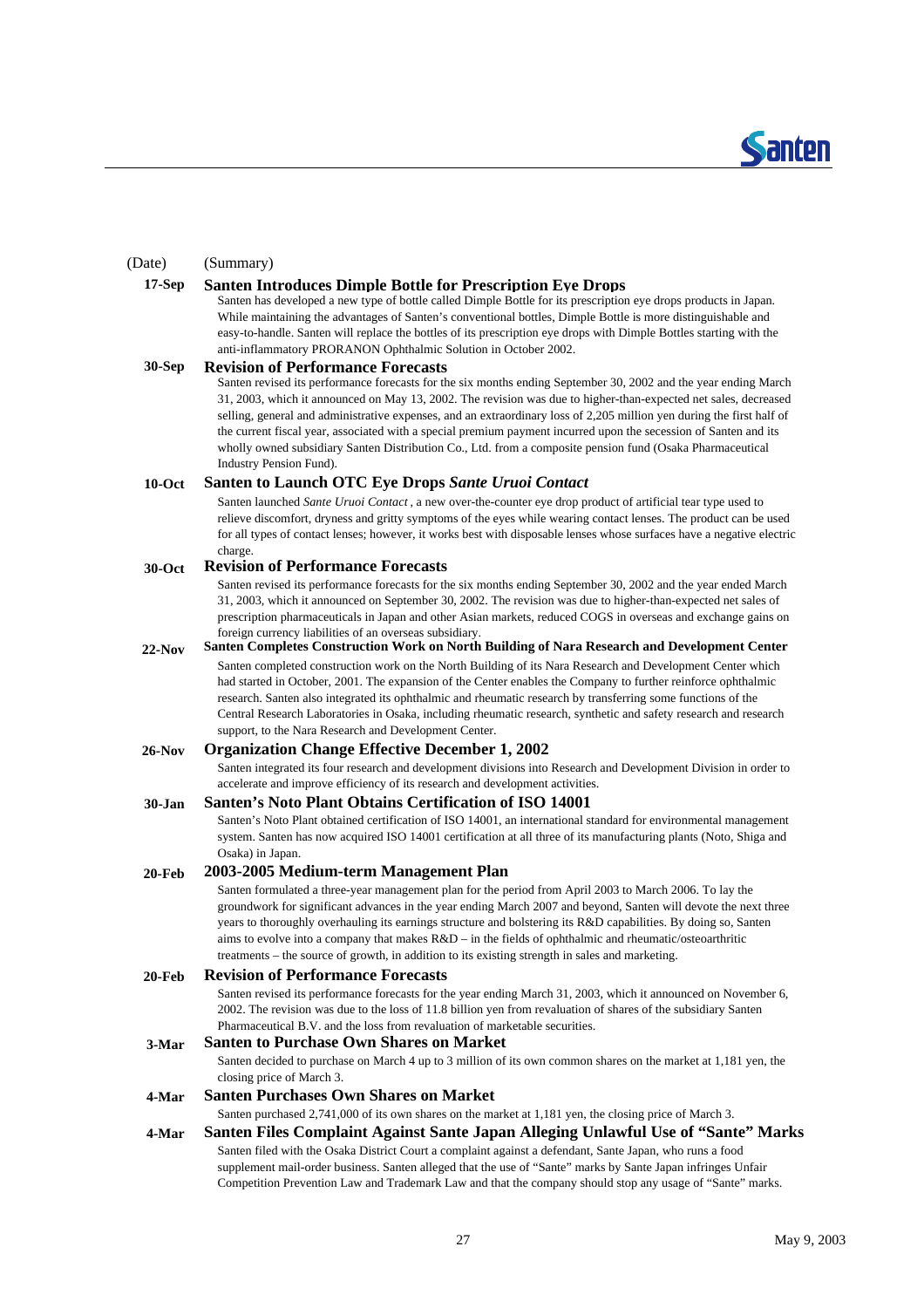(Date) (Summary)

**17-Sep** **Santen Introduces Dimple Bottle for Prescription Eye Drops**

Santen has developed a new type of bottle called Dimple Bottle for its prescription eye drops products in Japan. While maintaining the advantages of Santen's conventional bottles, Dimple Bottle is more distinguishable and easy-to-handle. Santen will replace the bottles of its prescription eye drops with Dimple Bottles starting with the anti-inflammatory PRORANON Ophthalmic Solution in October 2002.

**30-Sep** **Revision of Performance Forecasts**

Santen revised its performance forecasts for the six months ending September 30, 2002 and the year ending March 31, 2003, which it announced on May 13, 2002. The revision was due to higher-than-expected net sales, decreased selling, general and administrative expenses, and an extraordinary loss of 2,205 million yen during the first half of the current fiscal year, associated with a special premium payment incurred upon the secession of Santen and its wholly owned subsidiary Santen Distribution Co., Ltd. from a composite pension fund (Osaka Pharmaceutical Industry Pension Fund).

**10-Oct** **Santen to Launch OTC Eye Drops *Sante Uruoi Contact***

Santen launched *Sante Uruoi Contact*, a new over-the-counter eye drop product of artificial tear type used to relieve discomfort, dryness and gritty symptoms of the eyes while wearing contact lenses. The product can be used for all types of contact lenses; however, it works best with disposable lenses whose surfaces have a negative electric charge.

**30-Oct** **Revision of Performance Forecasts**

Santen revised its performance forecasts for the six months ending September 30, 2002 and the year ended March 31, 2003, which it announced on September 30, 2002. The revision was due to higher-than-expected net sales of prescription pharmaceuticals in Japan and other Asian markets, reduced COGS in overseas and exchange gains on foreign currency liabilities of an overseas subsidiary.

**22-Nov** **Santen Completes Construction Work on North Building of Nara Research and Development Center**

Santen completed construction work on the North Building of its Nara Research and Development Center which had started in October, 2001. The expansion of the Center enables the Company to further reinforce ophthalmic research. Santen also integrated its ophthalmic and rheumatic research by transferring some functions of the Central Research Laboratories in Osaka, including rheumatic research, synthetic and safety research and research support, to the Nara Research and Development Center.

**26-Nov** **Organization Change Effective December 1, 2002**

Santen integrated its four research and development divisions into Research and Development Division in order to accelerate and improve efficiency of its research and development activities.

**30-Jan** **Santen's Noto Plant Obtains Certification of ISO 14001**

Santen's Noto Plant obtained certification of ISO 14001, an international standard for environmental management system. Santen has now acquired ISO 14001 certification at all three of its manufacturing plants (Noto, Shiga and Osaka) in Japan.

**20-Feb** **2003-2005 Medium-term Management Plan**

Santen formulated a three-year management plan for the period from April 2003 to March 2006. To lay the groundwork for significant advances in the year ending March 2007 and beyond, Santen will devote the next three years to thoroughly overhauling its earnings structure and bolstering its R&D capabilities. By doing so, Santen aims to evolve into a company that makes R&D – in the fields of ophthalmic and rheumatic/osteoarthritic treatments – the source of growth, in addition to its existing strength in sales and marketing.

**20-Feb** **Revision of Performance Forecasts**

Santen revised its performance forecasts for the year ending March 31, 2003, which it announced on November 6, 2002. The revision was due to the loss of 11.8 billion yen from revaluation of shares of the subsidiary Santen Pharmaceutical B.V. and the loss from revaluation of marketable securities.

**3-Mar** **Santen to Purchase Own Shares on Market**

Santen decided to purchase on March 4 up to 3 million of its own common shares on the market at 1,181 yen, the closing price of March 3.

**4-Mar** **Santen Purchases Own Shares on Market**

Santen purchased 2,741,000 of its own shares on the market at 1,181 yen, the closing price of March 3.

**4-Mar** **Santen Files Complaint Against Sante Japan Alleging Unlawful Use of "Sante" Marks**

Santen filed with the Osaka District Court a complaint against a defendant, Sante Japan, who runs a food supplement mail-order business. Santen alleged that the use of "Sante" marks by Sante Japan infringes Unfair Competition Prevention Law and Trademark Law and that the company should stop any usage of "Sante" marks.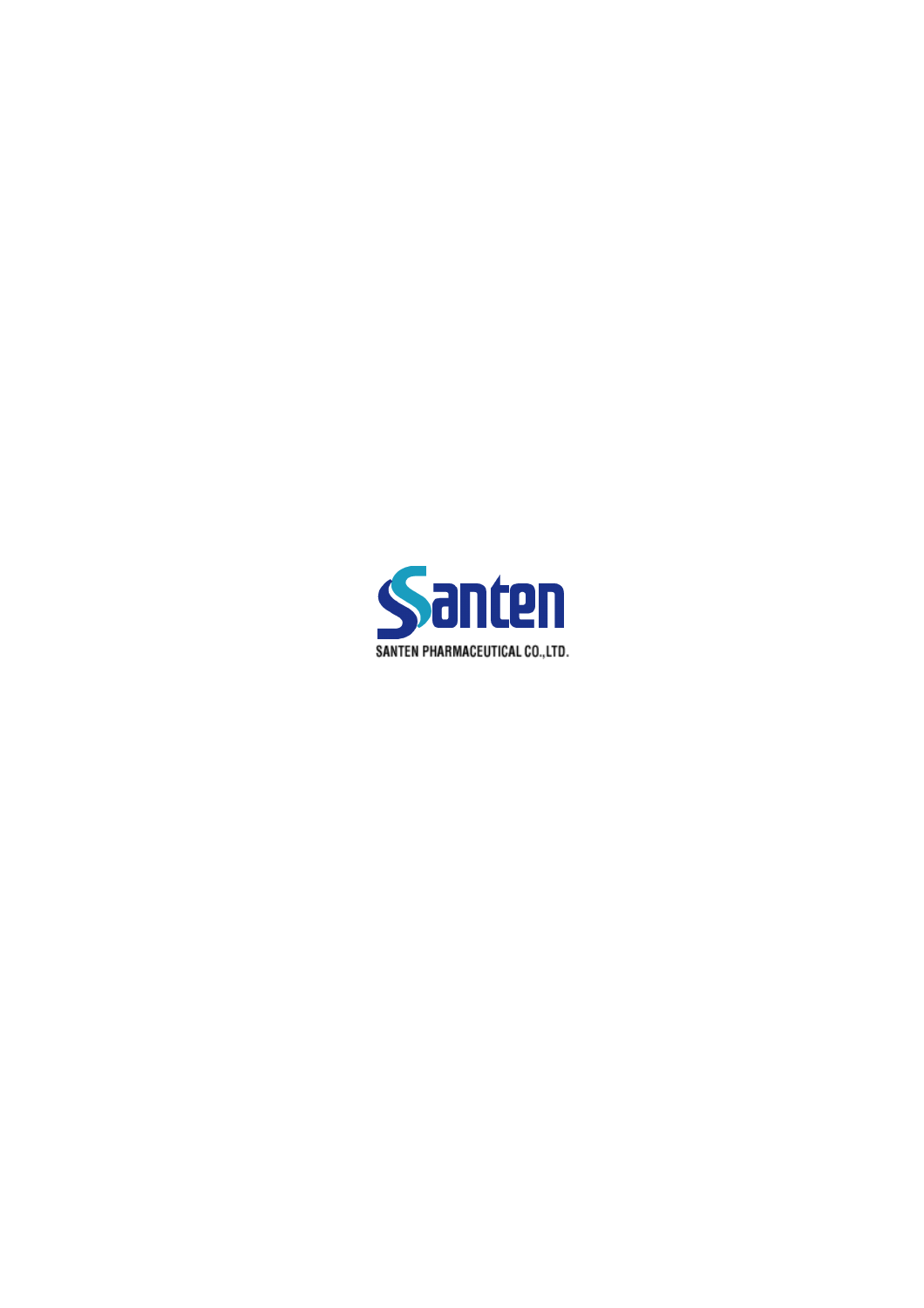Santen

SANTEN PHARMACEUTICAL CO.,LTD.